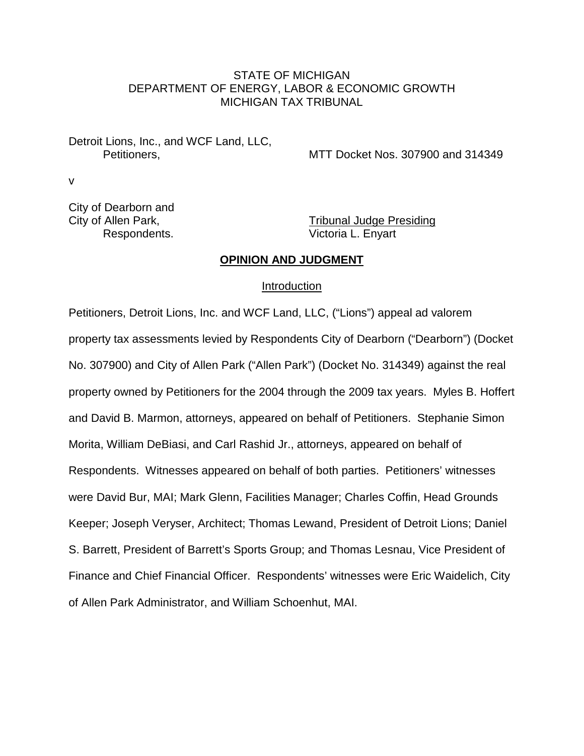STATE OF MICHIGAN
DEPARTMENT OF ENERGY, LABOR & ECONOMIC GROWTH
MICHIGAN TAX TRIBUNAL

Detroit Lions, Inc., and WCF Land, LLC,
Petitioners,

MTT Docket Nos. 307900 and 314349

v

City of Dearborn and
City of Allen Park,
Respondents.

Tribunal Judge Presiding
Victoria L. Enyart

## OPINION AND JUDGMENT

### Introduction

Petitioners, Detroit Lions, Inc. and WCF Land, LLC, ("Lions") appeal ad valorem property tax assessments levied by Respondents City of Dearborn ("Dearborn") (Docket No. 307900) and City of Allen Park ("Allen Park") (Docket No. 314349) against the real property owned by Petitioners for the 2004 through the 2009 tax years. Myles B. Hoffert and David B. Marmon, attorneys, appeared on behalf of Petitioners. Stephanie Simon Morita, William DeBiasi, and Carl Rashid Jr., attorneys, appeared on behalf of Respondents. Witnesses appeared on behalf of both parties. Petitioners' witnesses were David Bur, MAI; Mark Glenn, Facilities Manager; Charles Coffin, Head Grounds Keeper; Joseph Veryser, Architect; Thomas Lewand, President of Detroit Lions; Daniel S. Barrett, President of Barrett's Sports Group; and Thomas Lesnau, Vice President of Finance and Chief Financial Officer. Respondents' witnesses were Eric Waidelich, City of Allen Park Administrator, and William Schoenhut, MAI.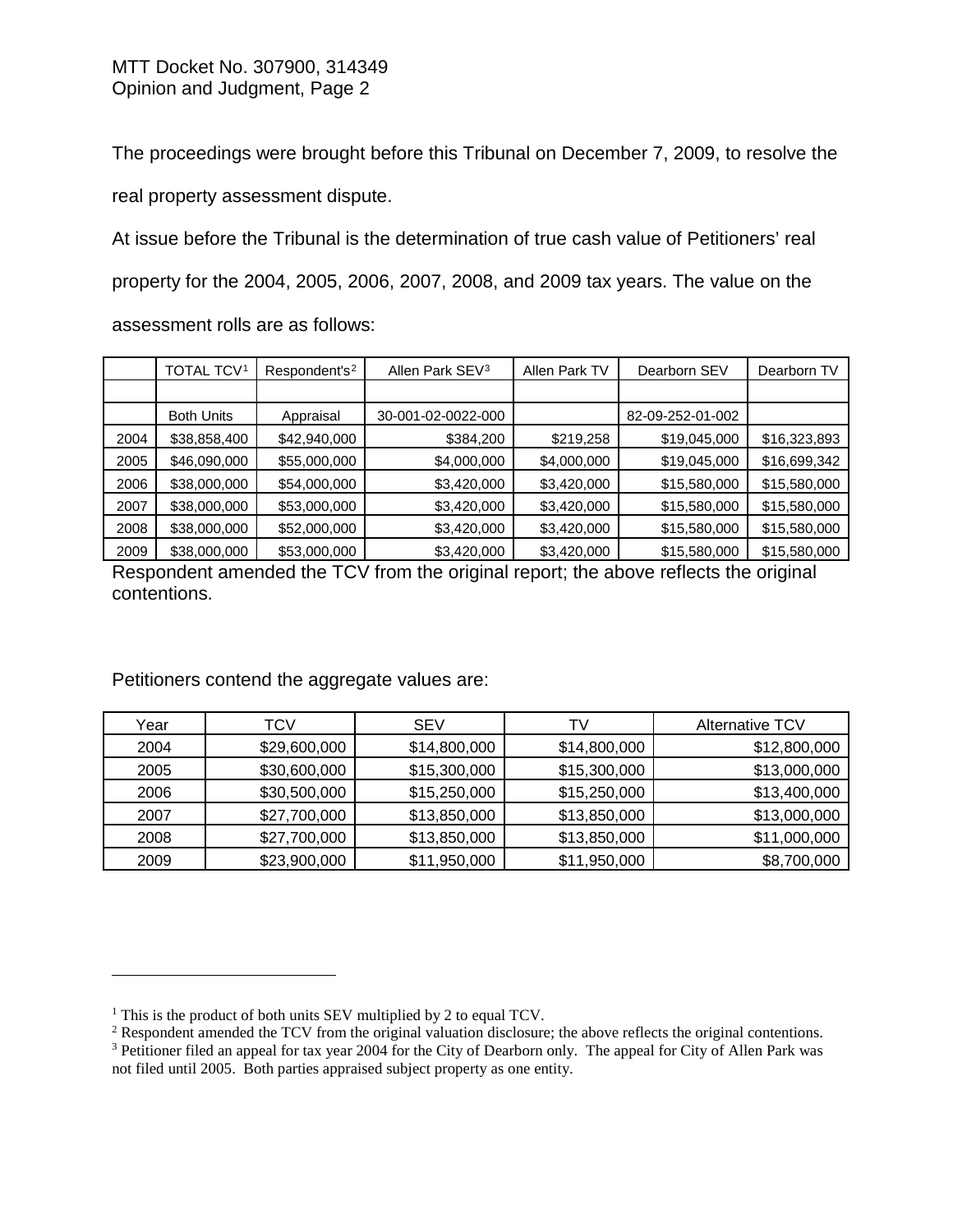The proceedings were brought before this Tribunal on December 7, 2009, to resolve the real property assessment dispute.

At issue before the Tribunal is the determination of true cash value of Petitioners' real property for the 2004, 2005, 2006, 2007, 2008, and 2009 tax years. The value on the assessment rolls are as follows:

| | TOTAL TCV[1] | Respondent's[2] | Allen Park SEV[3] | Allen Park TV | Dearborn SEV | Dearborn TV |
|---|---|---|---|---|---|---|
| | | | | | | |
| | Both Units | Appraisal | 30-001-02-0022-000 | | 82-09-252-01-002 | |
| 2004 | $38,858,400 | $42,940,000 | $384,200 | $219,258 | $19,045,000 | $16,323,893 |
| 2005 | $46,090,000 | $55,000,000 | $4,000,000 | $4,000,000 | $19,045,000 | $16,699,342 |
| 2006 | $38,000,000 | $54,000,000 | $3,420,000 | $3,420,000 | $15,580,000 | $15,580,000 |
| 2007 | $38,000,000 | $53,000,000 | $3,420,000 | $3,420,000 | $15,580,000 | $15,580,000 |
| 2008 | $38,000,000 | $52,000,000 | $3,420,000 | $3,420,000 | $15,580,000 | $15,580,000 |
| 2009 | $38,000,000 | $53,000,000 | $3,420,000 | $3,420,000 | $15,580,000 | $15,580,000 |

Respondent amended the TCV from the original report; the above reflects the original contentions.

Petitioners contend the aggregate values are:

| Year | TCV | SEV | TV | Alternative TCV |
|---|---|---|---|---|
| 2004 | $29,600,000 | $14,800,000 | $14,800,000 | $12,800,000 |
| 2005 | $30,600,000 | $15,300,000 | $15,300,000 | $13,000,000 |
| 2006 | $30,500,000 | $15,250,000 | $15,250,000 | $13,400,000 |
| 2007 | $27,700,000 | $13,850,000 | $13,850,000 | $13,000,000 |
| 2008 | $27,700,000 | $13,850,000 | $13,850,000 | $11,000,000 |
| 2009 | $23,900,000 | $11,950,000 | $11,950,000 | $8,700,000 |

---

[1] This is the product of both units SEV multiplied by 2 to equal TCV.

[2] Respondent amended the TCV from the original valuation disclosure; the above reflects the original contentions.

[3] Petitioner filed an appeal for tax year 2004 for the City of Dearborn only. The appeal for City of Allen Park was not filed until 2005. Both parties appraised subject property as one entity.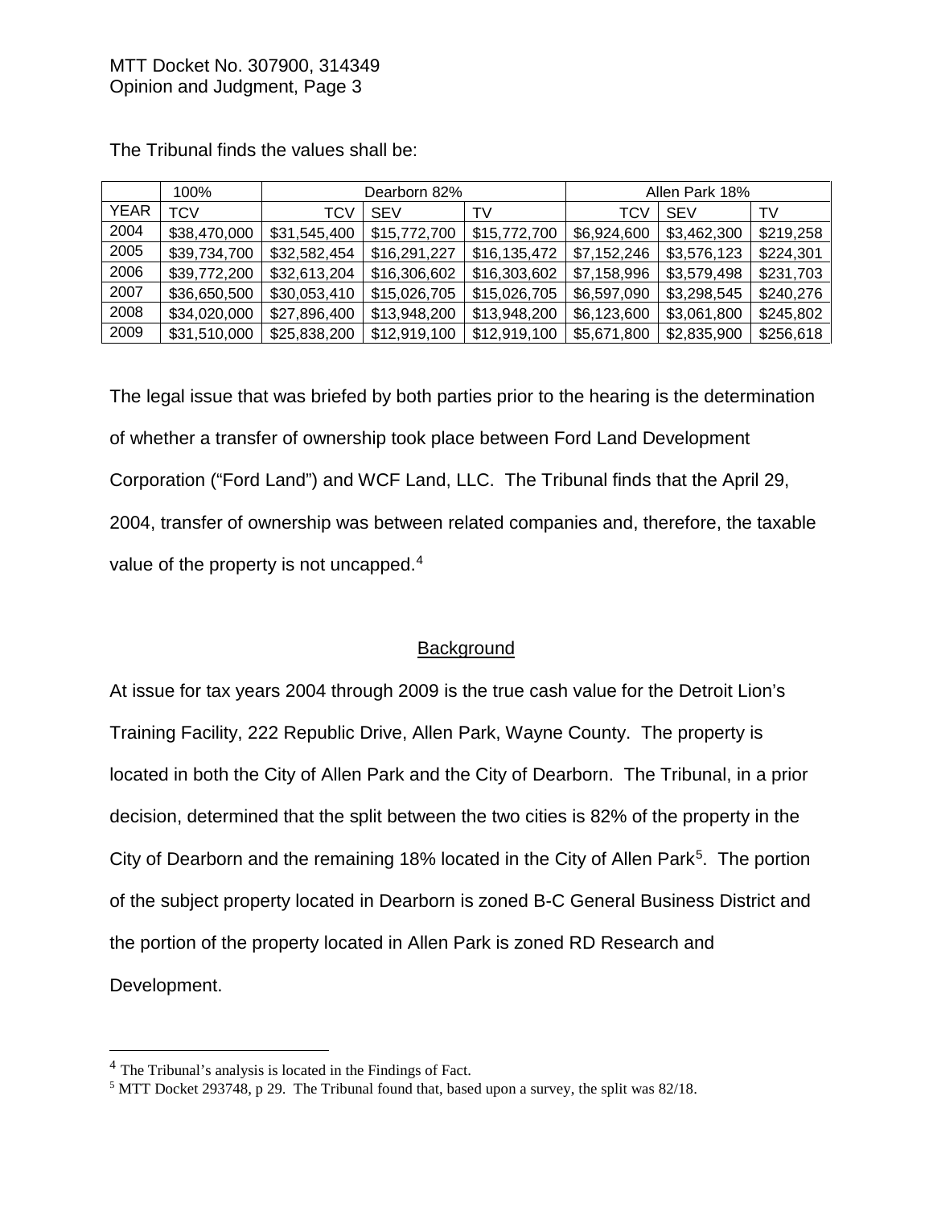The Tribunal finds the values shall be:

| | 100% | Dearborn 82% | | | Allen Park 18% | | |
|---|---|---|---|---|---|---|---|
| YEAR | TCV | TCV | SEV | TV | TCV | SEV | TV |
| 2004 | $38,470,000 | $31,545,400 | $15,772,700 | $15,772,700 | $6,924,600 | $3,462,300 | $219,258 |
| 2005 | $39,734,700 | $32,582,454 | $16,291,227 | $16,135,472 | $7,152,246 | $3,576,123 | $224,301 |
| 2006 | $39,772,200 | $32,613,204 | $16,306,602 | $16,303,602 | $7,158,996 | $3,579,498 | $231,703 |
| 2007 | $36,650,500 | $30,053,410 | $15,026,705 | $15,026,705 | $6,597,090 | $3,298,545 | $240,276 |
| 2008 | $34,020,000 | $27,896,400 | $13,948,200 | $13,948,200 | $6,123,600 | $3,061,800 | $245,802 |
| 2009 | $31,510,000 | $25,838,200 | $12,919,100 | $12,919,100 | $5,671,800 | $2,835,900 | $256,618 |

The legal issue that was briefed by both parties prior to the hearing is the determination of whether a transfer of ownership took place between Ford Land Development Corporation ("Ford Land") and WCF Land, LLC. The Tribunal finds that the April 29, 2004, transfer of ownership was between related companies and, therefore, the taxable value of the property is not uncapped.[4]

## Background

At issue for tax years 2004 through 2009 is the true cash value for the Detroit Lion's Training Facility, 222 Republic Drive, Allen Park, Wayne County. The property is located in both the City of Allen Park and the City of Dearborn. The Tribunal, in a prior decision, determined that the split between the two cities is 82% of the property in the City of Dearborn and the remaining 18% located in the City of Allen Park[5]. The portion of the subject property located in Dearborn is zoned B-C General Business District and the portion of the property located in Allen Park is zoned RD Research and Development.

[4] The Tribunal's analysis is located in the Findings of Fact.

[5] MTT Docket 293748, p 29. The Tribunal found that, based upon a survey, the split was 82/18.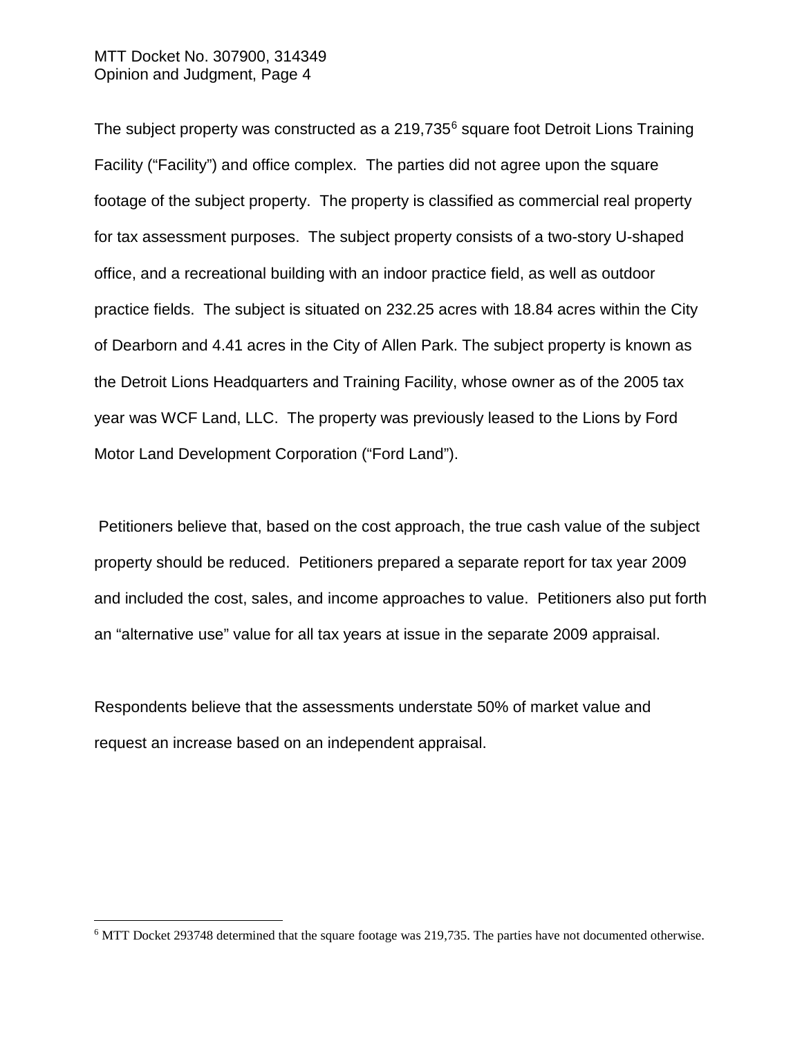The subject property was constructed as a 219,735[6] square foot Detroit Lions Training Facility ("Facility") and office complex. The parties did not agree upon the square footage of the subject property. The property is classified as commercial real property for tax assessment purposes. The subject property consists of a two-story U-shaped office, and a recreational building with an indoor practice field, as well as outdoor practice fields. The subject is situated on 232.25 acres with 18.84 acres within the City of Dearborn and 4.41 acres in the City of Allen Park. The subject property is known as the Detroit Lions Headquarters and Training Facility, whose owner as of the 2005 tax year was WCF Land, LLC. The property was previously leased to the Lions by Ford Motor Land Development Corporation ("Ford Land").

Petitioners believe that, based on the cost approach, the true cash value of the subject property should be reduced. Petitioners prepared a separate report for tax year 2009 and included the cost, sales, and income approaches to value. Petitioners also put forth an "alternative use" value for all tax years at issue in the separate 2009 appraisal.

Respondents believe that the assessments understate 50% of market value and request an increase based on an independent appraisal.

[6] MTT Docket 293748 determined that the square footage was 219,735. The parties have not documented otherwise.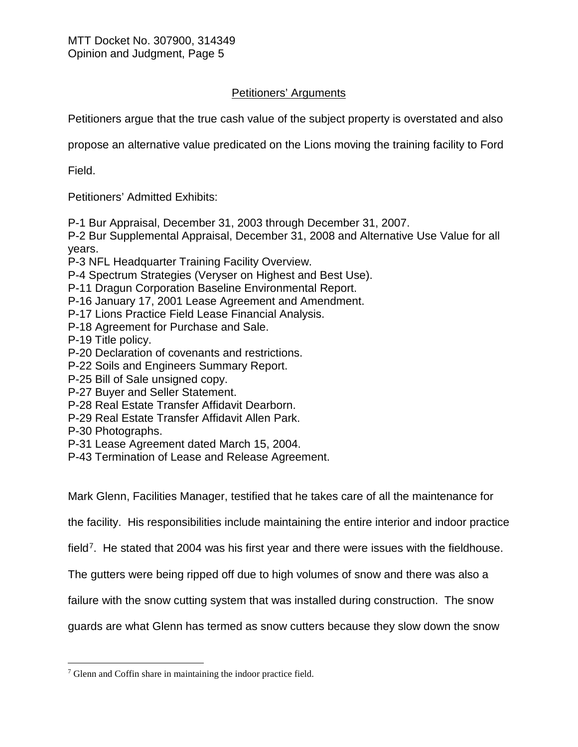## Petitioners' Arguments

Petitioners argue that the true cash value of the subject property is overstated and also propose an alternative value predicated on the Lions moving the training facility to Ford Field.

Petitioners' Admitted Exhibits:

P-1 Bur Appraisal, December 31, 2003 through December 31, 2007.
P-2 Bur Supplemental Appraisal, December 31, 2008 and Alternative Use Value for all years.
P-3 NFL Headquarter Training Facility Overview.
P-4 Spectrum Strategies (Veryser on Highest and Best Use).
P-11 Dragun Corporation Baseline Environmental Report.
P-16 January 17, 2001 Lease Agreement and Amendment.
P-17 Lions Practice Field Lease Financial Analysis.
P-18 Agreement for Purchase and Sale.
P-19 Title policy.
P-20 Declaration of covenants and restrictions.
P-22 Soils and Engineers Summary Report.
P-25 Bill of Sale unsigned copy.
P-27 Buyer and Seller Statement.
P-28 Real Estate Transfer Affidavit Dearborn.
P-29 Real Estate Transfer Affidavit Allen Park.
P-30 Photographs.
P-31 Lease Agreement dated March 15, 2004.
P-43 Termination of Lease and Release Agreement.

Mark Glenn, Facilities Manager, testified that he takes care of all the maintenance for the facility. His responsibilities include maintaining the entire interior and indoor practice field[7]. He stated that 2004 was his first year and there were issues with the fieldhouse. The gutters were being ripped off due to high volumes of snow and there was also a failure with the snow cutting system that was installed during construction. The snow guards are what Glenn has termed as snow cutters because they slow down the snow

[7] Glenn and Coffin share in maintaining the indoor practice field.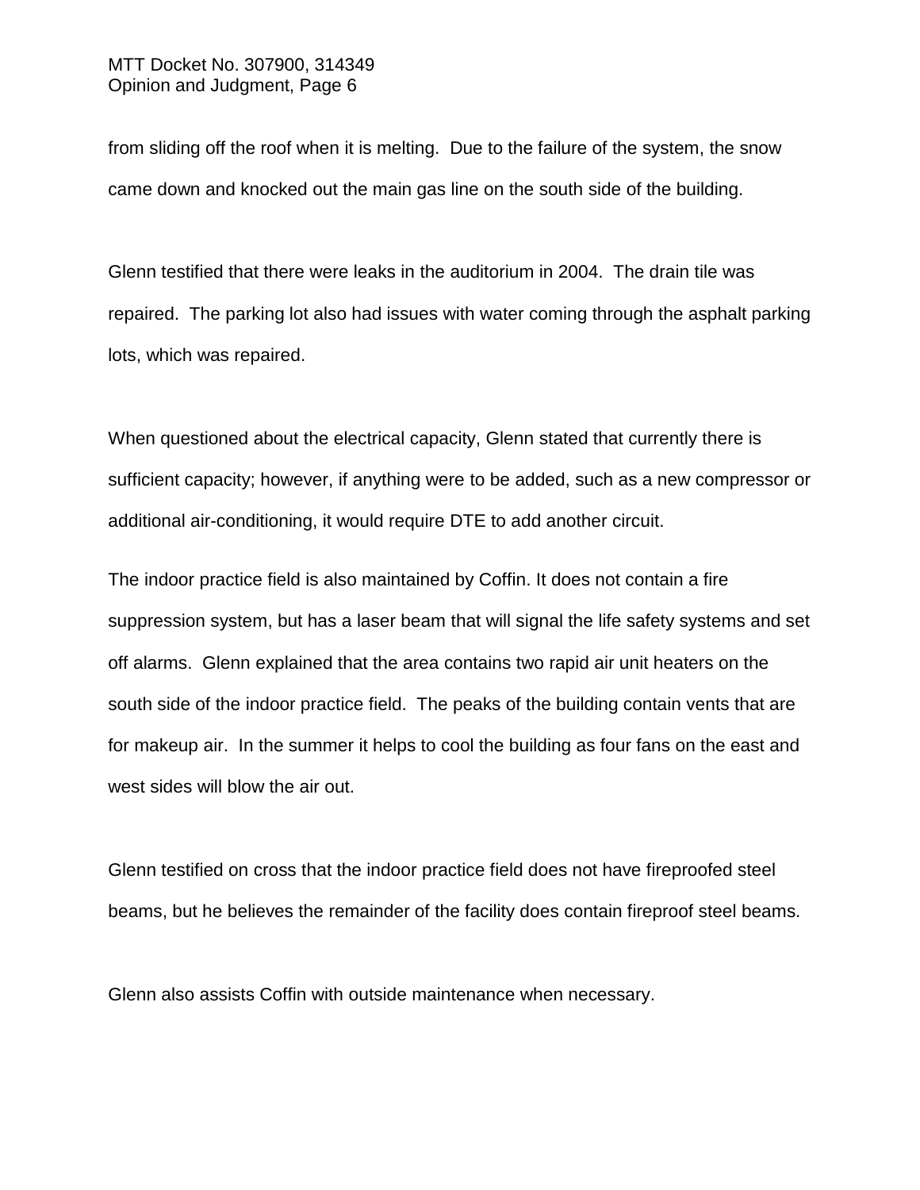from sliding off the roof when it is melting. Due to the failure of the system, the snow came down and knocked out the main gas line on the south side of the building.

Glenn testified that there were leaks in the auditorium in 2004. The drain tile was repaired. The parking lot also had issues with water coming through the asphalt parking lots, which was repaired.

When questioned about the electrical capacity, Glenn stated that currently there is sufficient capacity; however, if anything were to be added, such as a new compressor or additional air-conditioning, it would require DTE to add another circuit.

The indoor practice field is also maintained by Coffin. It does not contain a fire suppression system, but has a laser beam that will signal the life safety systems and set off alarms. Glenn explained that the area contains two rapid air unit heaters on the south side of the indoor practice field. The peaks of the building contain vents that are for makeup air. In the summer it helps to cool the building as four fans on the east and west sides will blow the air out.

Glenn testified on cross that the indoor practice field does not have fireproofed steel beams, but he believes the remainder of the facility does contain fireproof steel beams.

Glenn also assists Coffin with outside maintenance when necessary.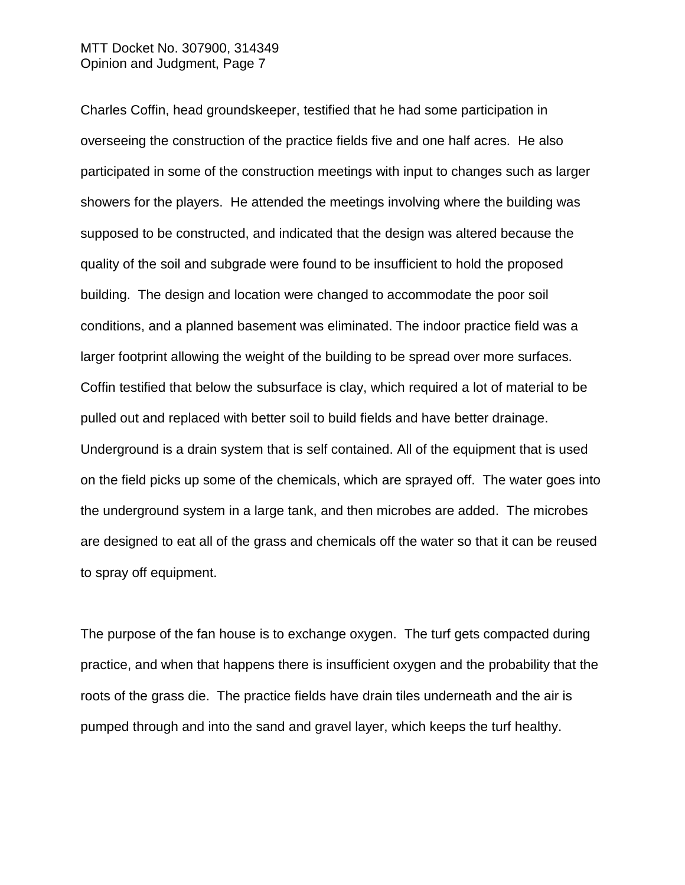Charles Coffin, head groundskeeper, testified that he had some participation in overseeing the construction of the practice fields five and one half acres. He also participated in some of the construction meetings with input to changes such as larger showers for the players. He attended the meetings involving where the building was supposed to be constructed, and indicated that the design was altered because the quality of the soil and subgrade were found to be insufficient to hold the proposed building. The design and location were changed to accommodate the poor soil conditions, and a planned basement was eliminated. The indoor practice field was a larger footprint allowing the weight of the building to be spread over more surfaces. Coffin testified that below the subsurface is clay, which required a lot of material to be pulled out and replaced with better soil to build fields and have better drainage. Underground is a drain system that is self contained. All of the equipment that is used on the field picks up some of the chemicals, which are sprayed off. The water goes into the underground system in a large tank, and then microbes are added. The microbes are designed to eat all of the grass and chemicals off the water so that it can be reused to spray off equipment.

The purpose of the fan house is to exchange oxygen. The turf gets compacted during practice, and when that happens there is insufficient oxygen and the probability that the roots of the grass die. The practice fields have drain tiles underneath and the air is pumped through and into the sand and gravel layer, which keeps the turf healthy.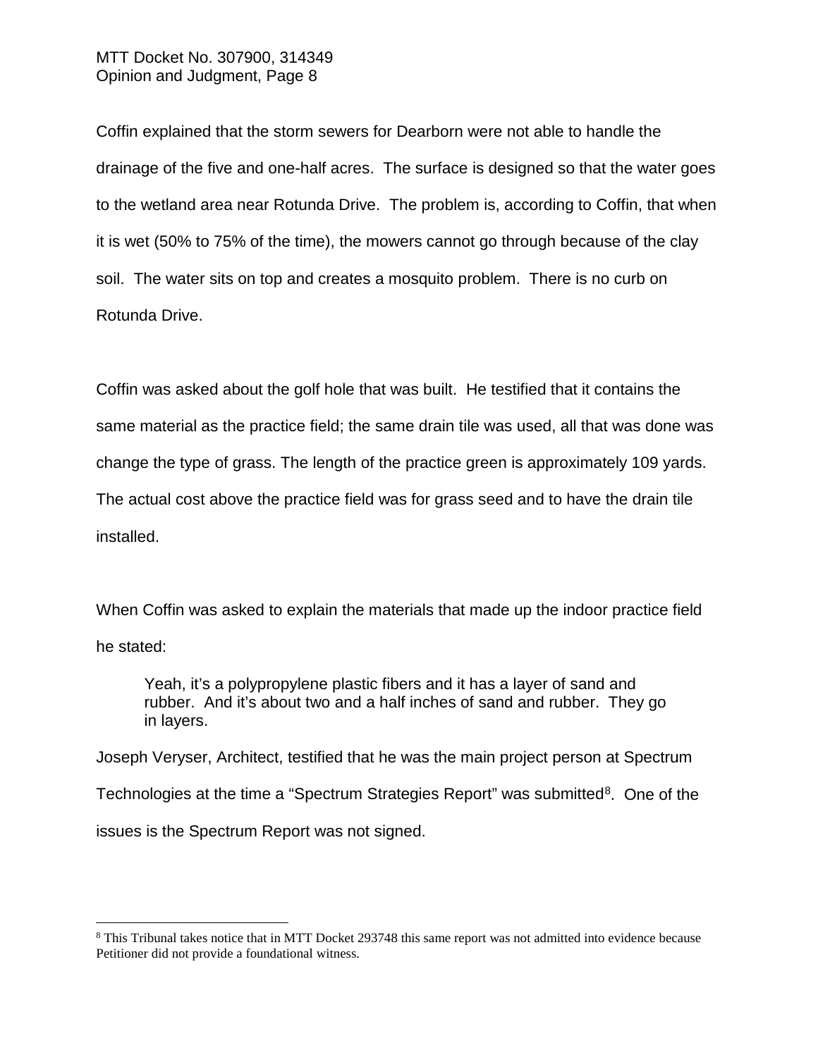Coffin explained that the storm sewers for Dearborn were not able to handle the drainage of the five and one-half acres. The surface is designed so that the water goes to the wetland area near Rotunda Drive. The problem is, according to Coffin, that when it is wet (50% to 75% of the time), the mowers cannot go through because of the clay soil. The water sits on top and creates a mosquito problem. There is no curb on Rotunda Drive.

Coffin was asked about the golf hole that was built. He testified that it contains the same material as the practice field; the same drain tile was used, all that was done was change the type of grass. The length of the practice green is approximately 109 yards. The actual cost above the practice field was for grass seed and to have the drain tile installed.

When Coffin was asked to explain the materials that made up the indoor practice field he stated:

> Yeah, it's a polypropylene plastic fibers and it has a layer of sand and rubber. And it's about two and a half inches of sand and rubber. They go in layers.

Joseph Veryser, Architect, testified that he was the main project person at Spectrum Technologies at the time a "Spectrum Strategies Report" was submitted[8]. One of the issues is the Spectrum Report was not signed.

[8] This Tribunal takes notice that in MTT Docket 293748 this same report was not admitted into evidence because Petitioner did not provide a foundational witness.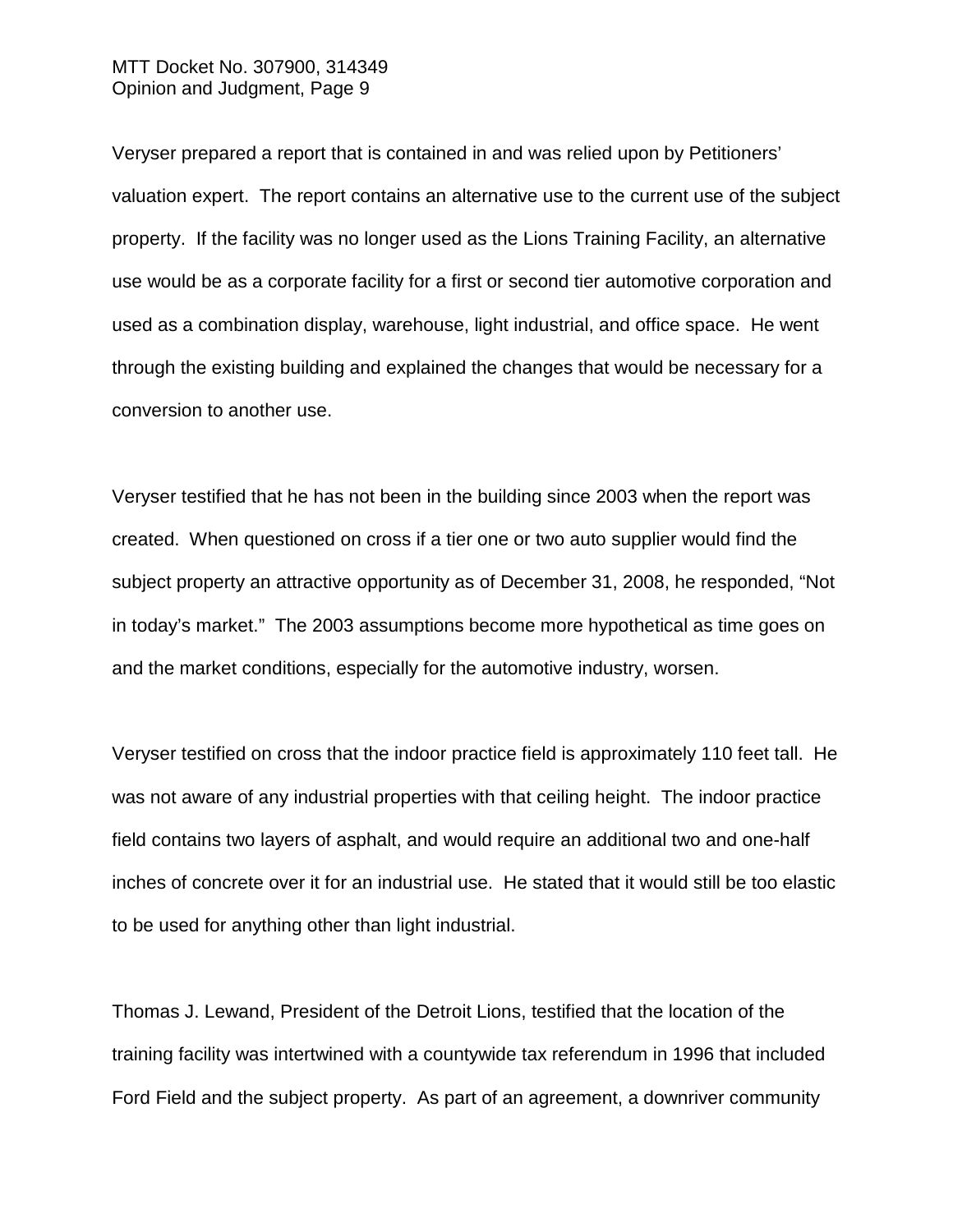Veryser prepared a report that is contained in and was relied upon by Petitioners' valuation expert. The report contains an alternative use to the current use of the subject property. If the facility was no longer used as the Lions Training Facility, an alternative use would be as a corporate facility for a first or second tier automotive corporation and used as a combination display, warehouse, light industrial, and office space. He went through the existing building and explained the changes that would be necessary for a conversion to another use.

Veryser testified that he has not been in the building since 2003 when the report was created. When questioned on cross if a tier one or two auto supplier would find the subject property an attractive opportunity as of December 31, 2008, he responded, "Not in today's market." The 2003 assumptions become more hypothetical as time goes on and the market conditions, especially for the automotive industry, worsen.

Veryser testified on cross that the indoor practice field is approximately 110 feet tall. He was not aware of any industrial properties with that ceiling height. The indoor practice field contains two layers of asphalt, and would require an additional two and one-half inches of concrete over it for an industrial use. He stated that it would still be too elastic to be used for anything other than light industrial.

Thomas J. Lewand, President of the Detroit Lions, testified that the location of the training facility was intertwined with a countywide tax referendum in 1996 that included Ford Field and the subject property. As part of an agreement, a downriver community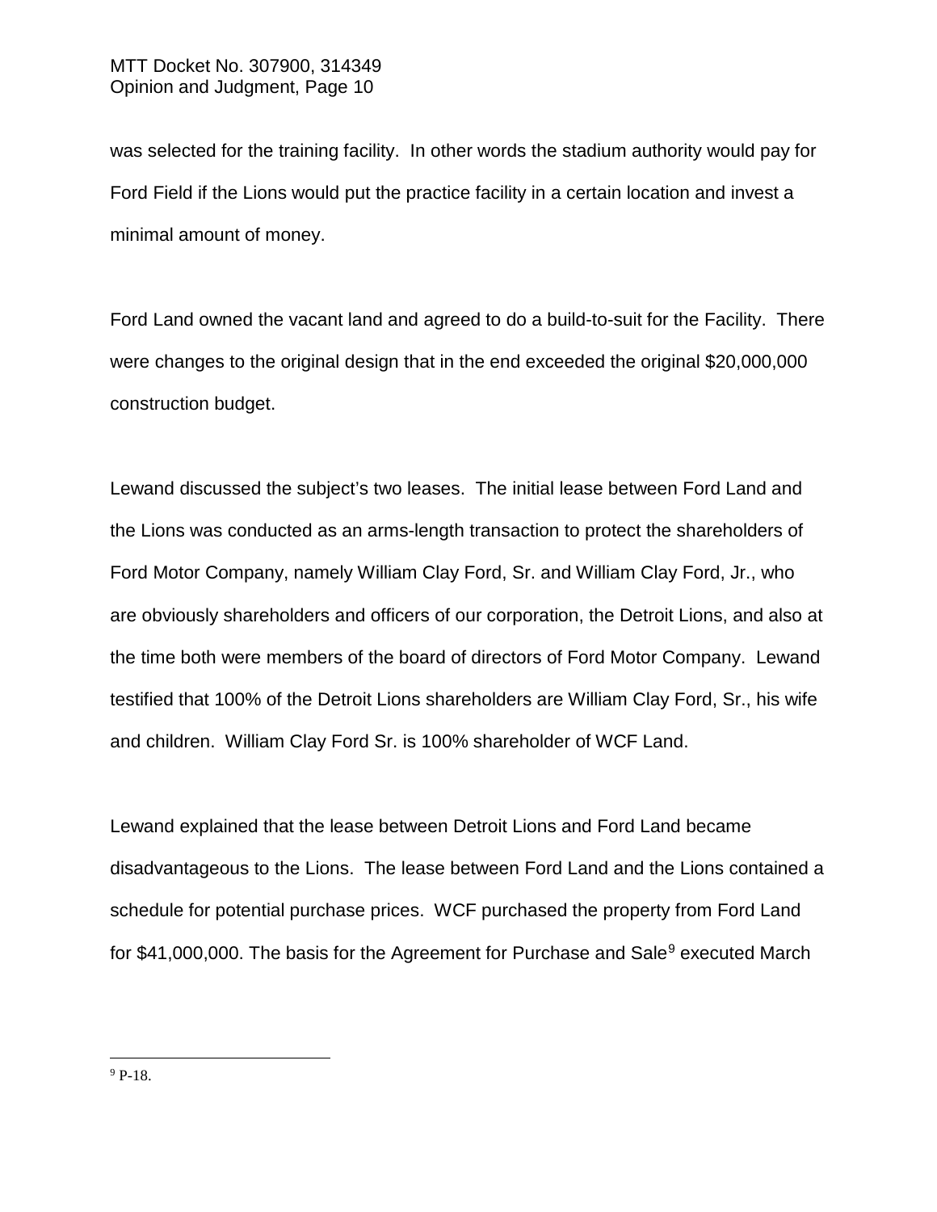was selected for the training facility. In other words the stadium authority would pay for Ford Field if the Lions would put the practice facility in a certain location and invest a minimal amount of money.

Ford Land owned the vacant land and agreed to do a build-to-suit for the Facility. There were changes to the original design that in the end exceeded the original $20,000,000 construction budget.

Lewand discussed the subject's two leases. The initial lease between Ford Land and the Lions was conducted as an arms-length transaction to protect the shareholders of Ford Motor Company, namely William Clay Ford, Sr. and William Clay Ford, Jr., who are obviously shareholders and officers of our corporation, the Detroit Lions, and also at the time both were members of the board of directors of Ford Motor Company. Lewand testified that 100% of the Detroit Lions shareholders are William Clay Ford, Sr., his wife and children. William Clay Ford Sr. is 100% shareholder of WCF Land.

Lewand explained that the lease between Detroit Lions and Ford Land became disadvantageous to the Lions. The lease between Ford Land and the Lions contained a schedule for potential purchase prices. WCF purchased the property from Ford Land for $41,000,000. The basis for the Agreement for Purchase and Sale[9] executed March

[9] P-18.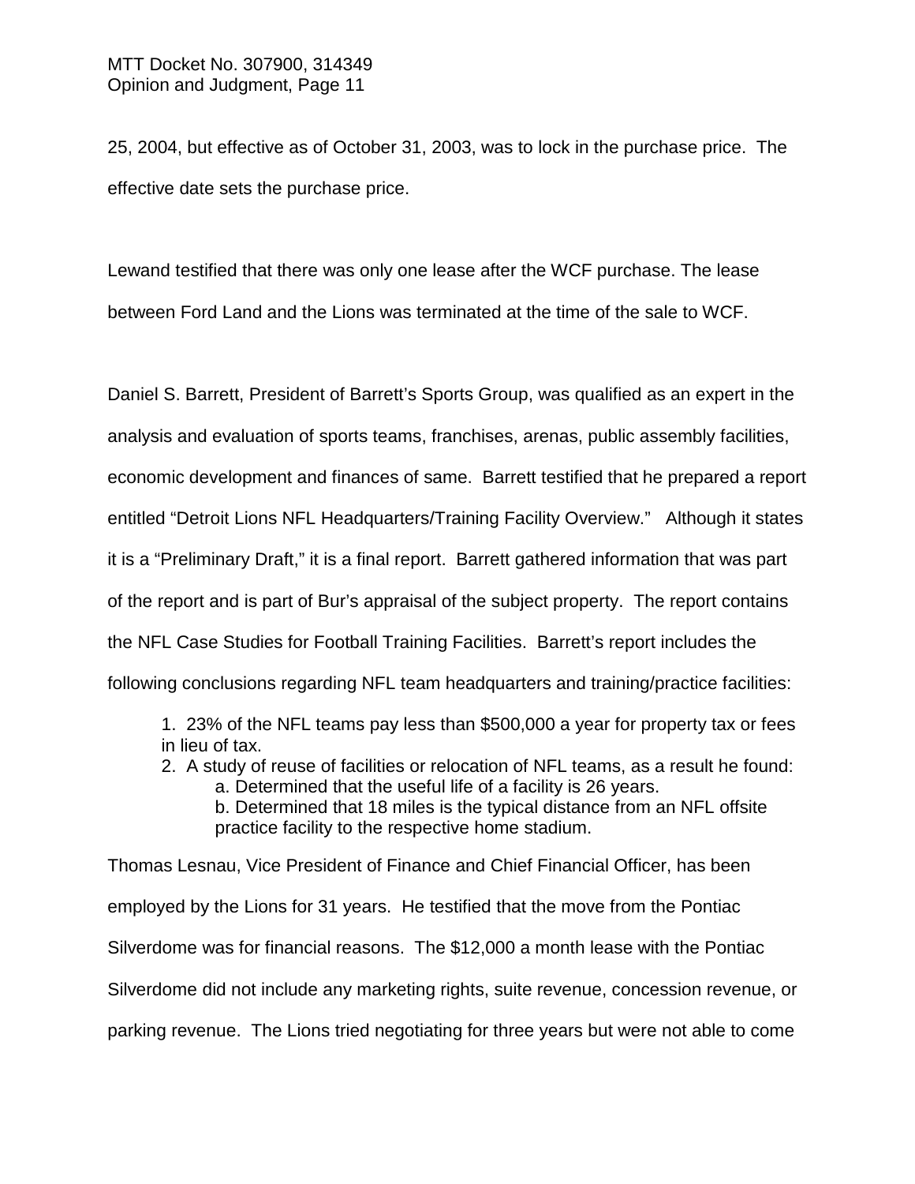25, 2004, but effective as of October 31, 2003, was to lock in the purchase price. The effective date sets the purchase price.

Lewand testified that there was only one lease after the WCF purchase. The lease between Ford Land and the Lions was terminated at the time of the sale to WCF.

Daniel S. Barrett, President of Barrett's Sports Group, was qualified as an expert in the analysis and evaluation of sports teams, franchises, arenas, public assembly facilities, economic development and finances of same. Barrett testified that he prepared a report entitled "Detroit Lions NFL Headquarters/Training Facility Overview." Although it states it is a "Preliminary Draft," it is a final report. Barrett gathered information that was part of the report and is part of Bur's appraisal of the subject property. The report contains the NFL Case Studies for Football Training Facilities. Barrett's report includes the following conclusions regarding NFL team headquarters and training/practice facilities:

1. 23% of the NFL teams pay less than $500,000 a year for property tax or fees in lieu of tax.
2. A study of reuse of facilities or relocation of NFL teams, as a result he found:
    - a. Determined that the useful life of a facility is 26 years.
    - b. Determined that 18 miles is the typical distance from an NFL offsite practice facility to the respective home stadium.

Thomas Lesnau, Vice President of Finance and Chief Financial Officer, has been employed by the Lions for 31 years. He testified that the move from the Pontiac Silverdome was for financial reasons. The $12,000 a month lease with the Pontiac Silverdome did not include any marketing rights, suite revenue, concession revenue, or parking revenue. The Lions tried negotiating for three years but were not able to come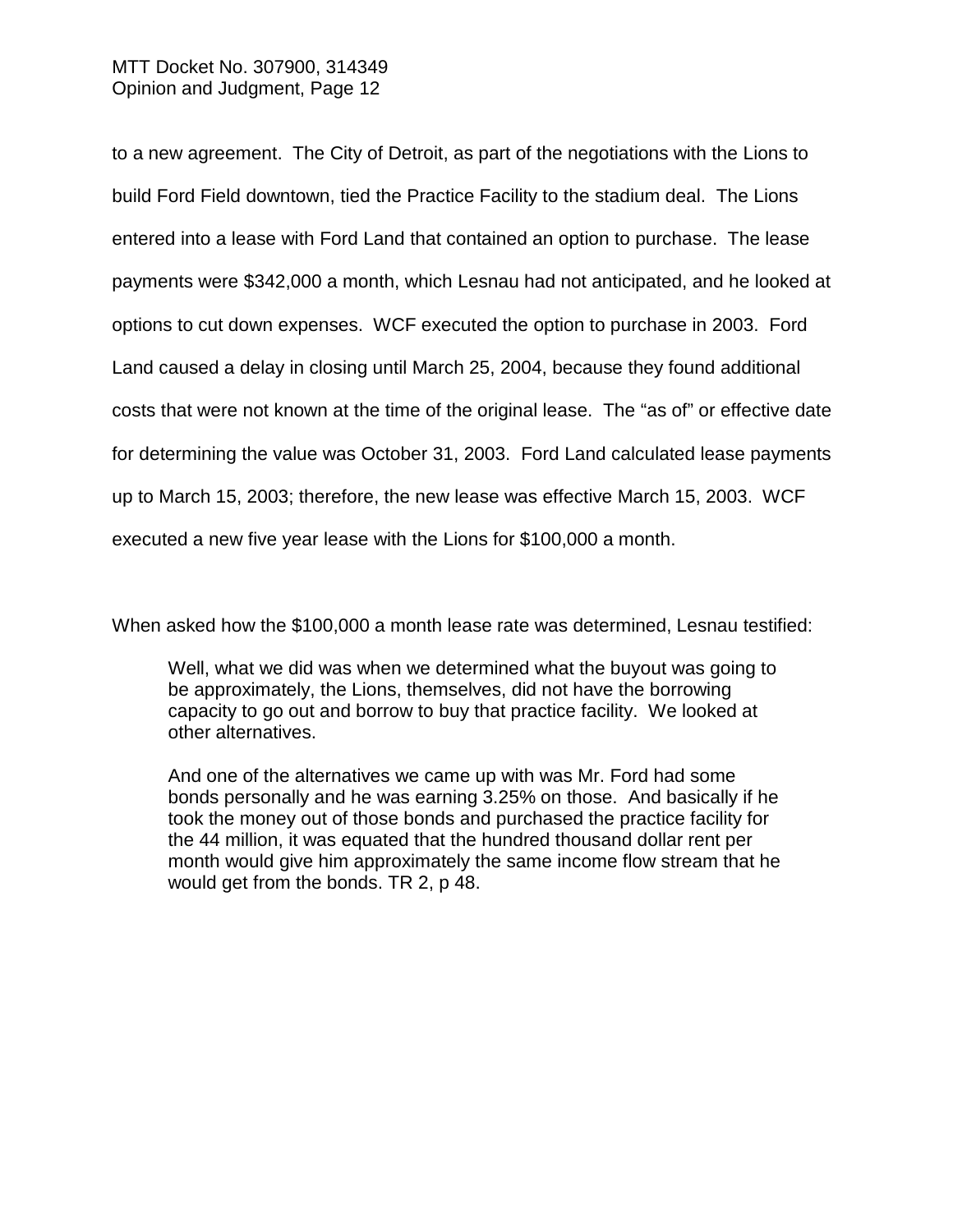to a new agreement. The City of Detroit, as part of the negotiations with the Lions to build Ford Field downtown, tied the Practice Facility to the stadium deal. The Lions entered into a lease with Ford Land that contained an option to purchase. The lease payments were $342,000 a month, which Lesnau had not anticipated, and he looked at options to cut down expenses. WCF executed the option to purchase in 2003. Ford Land caused a delay in closing until March 25, 2004, because they found additional costs that were not known at the time of the original lease. The "as of" or effective date for determining the value was October 31, 2003. Ford Land calculated lease payments up to March 15, 2003; therefore, the new lease was effective March 15, 2003. WCF executed a new five year lease with the Lions for $100,000 a month.

When asked how the $100,000 a month lease rate was determined, Lesnau testified:

> Well, what we did was when we determined what the buyout was going to be approximately, the Lions, themselves, did not have the borrowing capacity to go out and borrow to buy that practice facility. We looked at other alternatives.
>
> And one of the alternatives we came up with was Mr. Ford had some bonds personally and he was earning 3.25% on those. And basically if he took the money out of those bonds and purchased the practice facility for the 44 million, it was equated that the hundred thousand dollar rent per month would give him approximately the same income flow stream that he would get from the bonds. TR 2, p 48.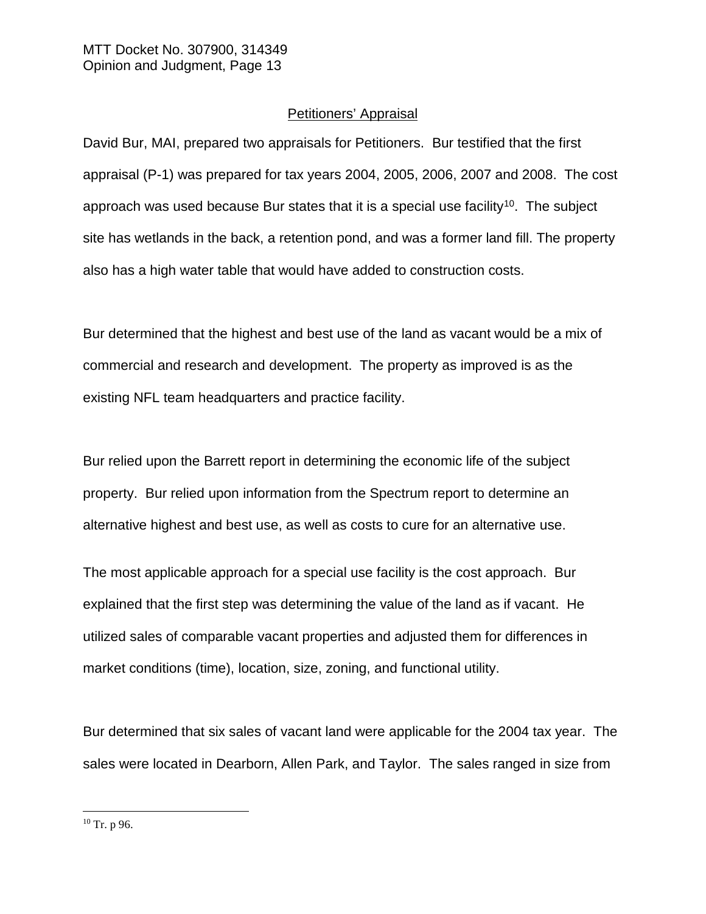## Petitioners' Appraisal

David Bur, MAI, prepared two appraisals for Petitioners. Bur testified that the first appraisal (P-1) was prepared for tax years 2004, 2005, 2006, 2007 and 2008. The cost approach was used because Bur states that it is a special use facility[10]. The subject site has wetlands in the back, a retention pond, and was a former land fill. The property also has a high water table that would have added to construction costs.

Bur determined that the highest and best use of the land as vacant would be a mix of commercial and research and development. The property as improved is as the existing NFL team headquarters and practice facility.

Bur relied upon the Barrett report in determining the economic life of the subject property. Bur relied upon information from the Spectrum report to determine an alternative highest and best use, as well as costs to cure for an alternative use.

The most applicable approach for a special use facility is the cost approach. Bur explained that the first step was determining the value of the land as if vacant. He utilized sales of comparable vacant properties and adjusted them for differences in market conditions (time), location, size, zoning, and functional utility.

Bur determined that six sales of vacant land were applicable for the 2004 tax year. The sales were located in Dearborn, Allen Park, and Taylor. The sales ranged in size from

---

[10] Tr. p 96.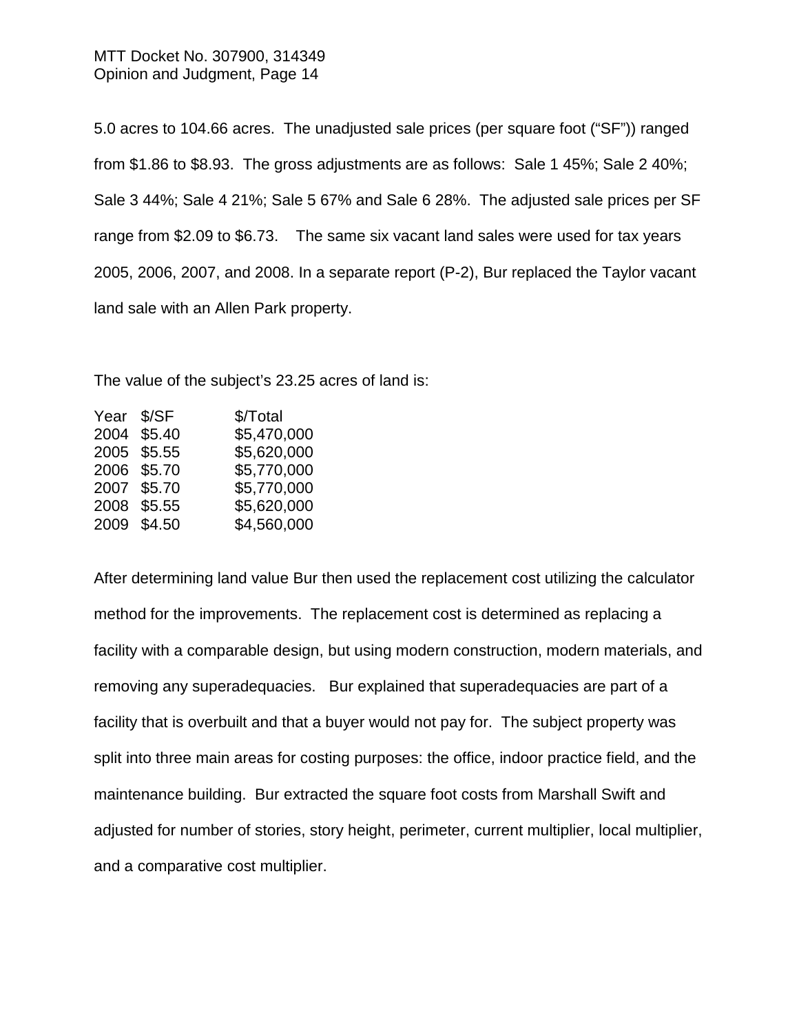5.0 acres to 104.66 acres. The unadjusted sale prices (per square foot ("SF")) ranged from $1.86 to $8.93. The gross adjustments are as follows: Sale 1 45%; Sale 2 40%; Sale 3 44%; Sale 4 21%; Sale 5 67% and Sale 6 28%. The adjusted sale prices per SF range from $2.09 to $6.73. The same six vacant land sales were used for tax years 2005, 2006, 2007, and 2008. In a separate report (P-2), Bur replaced the Taylor vacant land sale with an Allen Park property.

The value of the subject's 23.25 acres of land is:

| Year | $/SF | $/Total |
|---|---|---|
| 2004 | $5.40 | $5,470,000 |
| 2005 | $5.55 | $5,620,000 |
| 2006 | $5.70 | $5,770,000 |
| 2007 | $5.70 | $5,770,000 |
| 2008 | $5.55 | $5,620,000 |
| 2009 | $4.50 | $4,560,000 |

After determining land value Bur then used the replacement cost utilizing the calculator method for the improvements. The replacement cost is determined as replacing a facility with a comparable design, but using modern construction, modern materials, and removing any superadequacies. Bur explained that superadequacies are part of a facility that is overbuilt and that a buyer would not pay for. The subject property was split into three main areas for costing purposes: the office, indoor practice field, and the maintenance building. Bur extracted the square foot costs from Marshall Swift and adjusted for number of stories, story height, perimeter, current multiplier, local multiplier, and a comparative cost multiplier.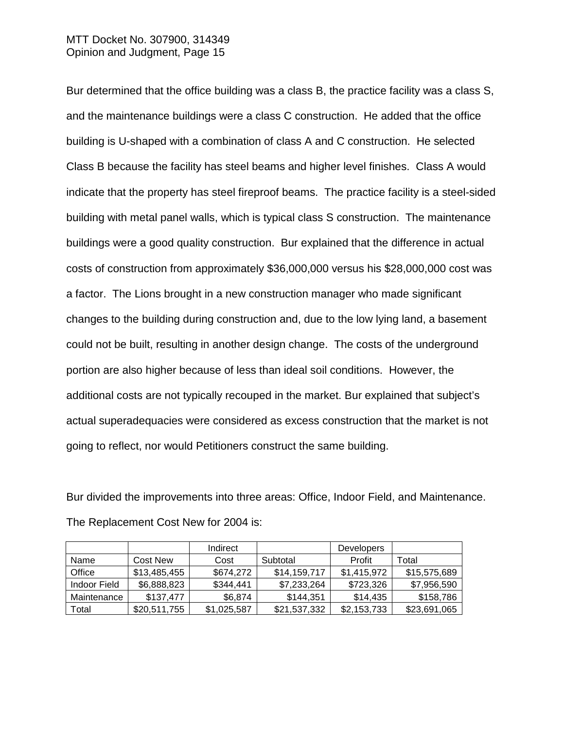Bur determined that the office building was a class B, the practice facility was a class S, and the maintenance buildings were a class C construction. He added that the office building is U-shaped with a combination of class A and C construction. He selected Class B because the facility has steel beams and higher level finishes. Class A would indicate that the property has steel fireproof beams. The practice facility is a steel-sided building with metal panel walls, which is typical class S construction. The maintenance buildings were a good quality construction. Bur explained that the difference in actual costs of construction from approximately $36,000,000 versus his $28,000,000 cost was a factor. The Lions brought in a new construction manager who made significant changes to the building during construction and, due to the low lying land, a basement could not be built, resulting in another design change. The costs of the underground portion are also higher because of less than ideal soil conditions. However, the additional costs are not typically recouped in the market. Bur explained that subject's actual superadequacies were considered as excess construction that the market is not going to reflect, nor would Petitioners construct the same building.

Bur divided the improvements into three areas: Office, Indoor Field, and Maintenance. The Replacement Cost New for 2004 is:

| Name | Cost New | Indirect Cost | Subtotal | Developers Profit | Total |
|---|---|---|---|---|---|
| Office | $13,485,455 | $674,272 | $14,159,717 | $1,415,972 | $15,575,689 |
| Indoor Field | $6,888,823 | $344,441 | $7,233,264 | $723,326 | $7,956,590 |
| Maintenance | $137,477 | $6,874 | $144,351 | $14,435 | $158,786 |
| Total | $20,511,755 | $1,025,587 | $21,537,332 | $2,153,733 | $23,691,065 |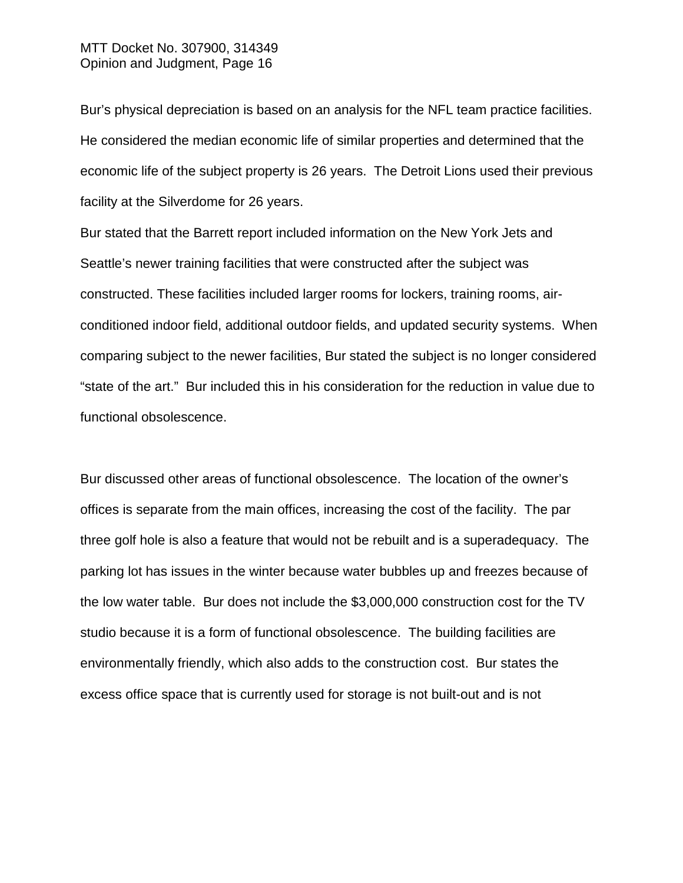Bur's physical depreciation is based on an analysis for the NFL team practice facilities. He considered the median economic life of similar properties and determined that the economic life of the subject property is 26 years. The Detroit Lions used their previous facility at the Silverdome for 26 years.

Bur stated that the Barrett report included information on the New York Jets and Seattle's newer training facilities that were constructed after the subject was constructed. These facilities included larger rooms for lockers, training rooms, air-conditioned indoor field, additional outdoor fields, and updated security systems. When comparing subject to the newer facilities, Bur stated the subject is no longer considered "state of the art." Bur included this in his consideration for the reduction in value due to functional obsolescence.

Bur discussed other areas of functional obsolescence. The location of the owner's offices is separate from the main offices, increasing the cost of the facility. The par three golf hole is also a feature that would not be rebuilt and is a superadequacy. The parking lot has issues in the winter because water bubbles up and freezes because of the low water table. Bur does not include the $3,000,000 construction cost for the TV studio because it is a form of functional obsolescence. The building facilities are environmentally friendly, which also adds to the construction cost. Bur states the excess office space that is currently used for storage is not built-out and is not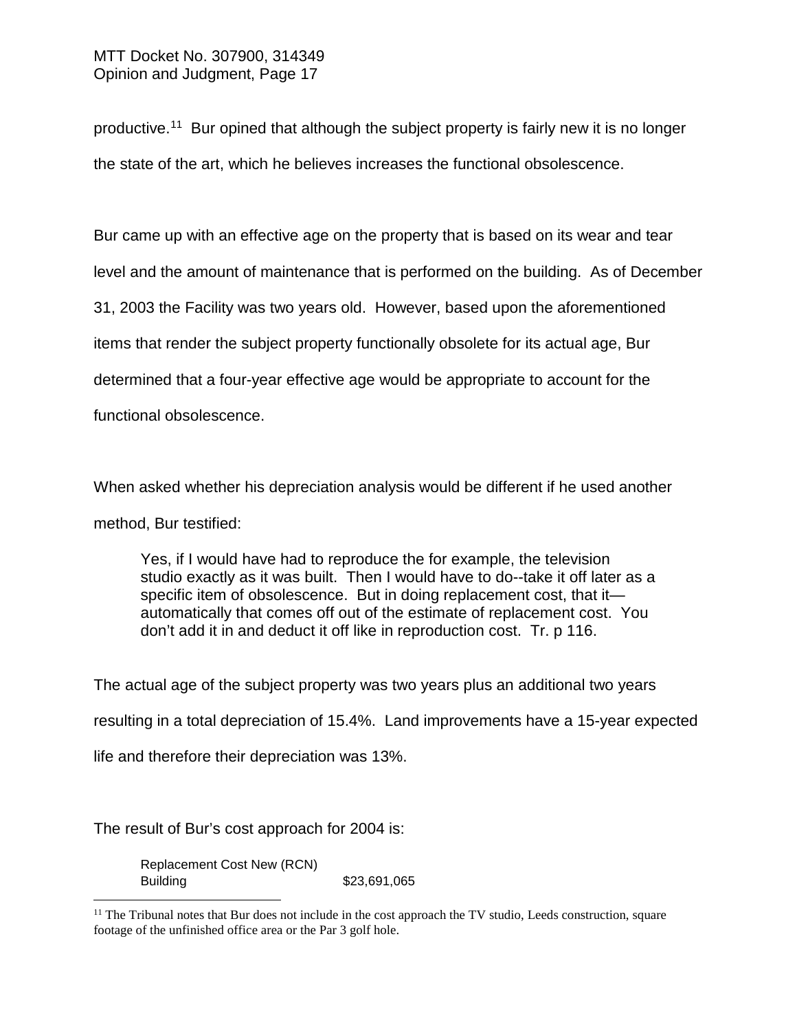productive.[11] Bur opined that although the subject property is fairly new it is no longer the state of the art, which he believes increases the functional obsolescence.

Bur came up with an effective age on the property that is based on its wear and tear level and the amount of maintenance that is performed on the building. As of December 31, 2003 the Facility was two years old. However, based upon the aforementioned items that render the subject property functionally obsolete for its actual age, Bur determined that a four-year effective age would be appropriate to account for the functional obsolescence.

When asked whether his depreciation analysis would be different if he used another method, Bur testified:

> Yes, if I would have had to reproduce the for example, the television studio exactly as it was built. Then I would have to do--take it off later as a specific item of obsolescence. But in doing replacement cost, that it—automatically that comes off out of the estimate of replacement cost. You don't add it in and deduct it off like in reproduction cost. Tr. p 116.

The actual age of the subject property was two years plus an additional two years resulting in a total depreciation of 15.4%. Land improvements have a 15-year expected life and therefore their depreciation was 13%.

The result of Bur's cost approach for 2004 is:

| | |
|---|---|
| Replacement Cost New (RCN) | |
| Building | $23,691,065 |

[11] The Tribunal notes that Bur does not include in the cost approach the TV studio, Leeds construction, square footage of the unfinished office area or the Par 3 golf hole.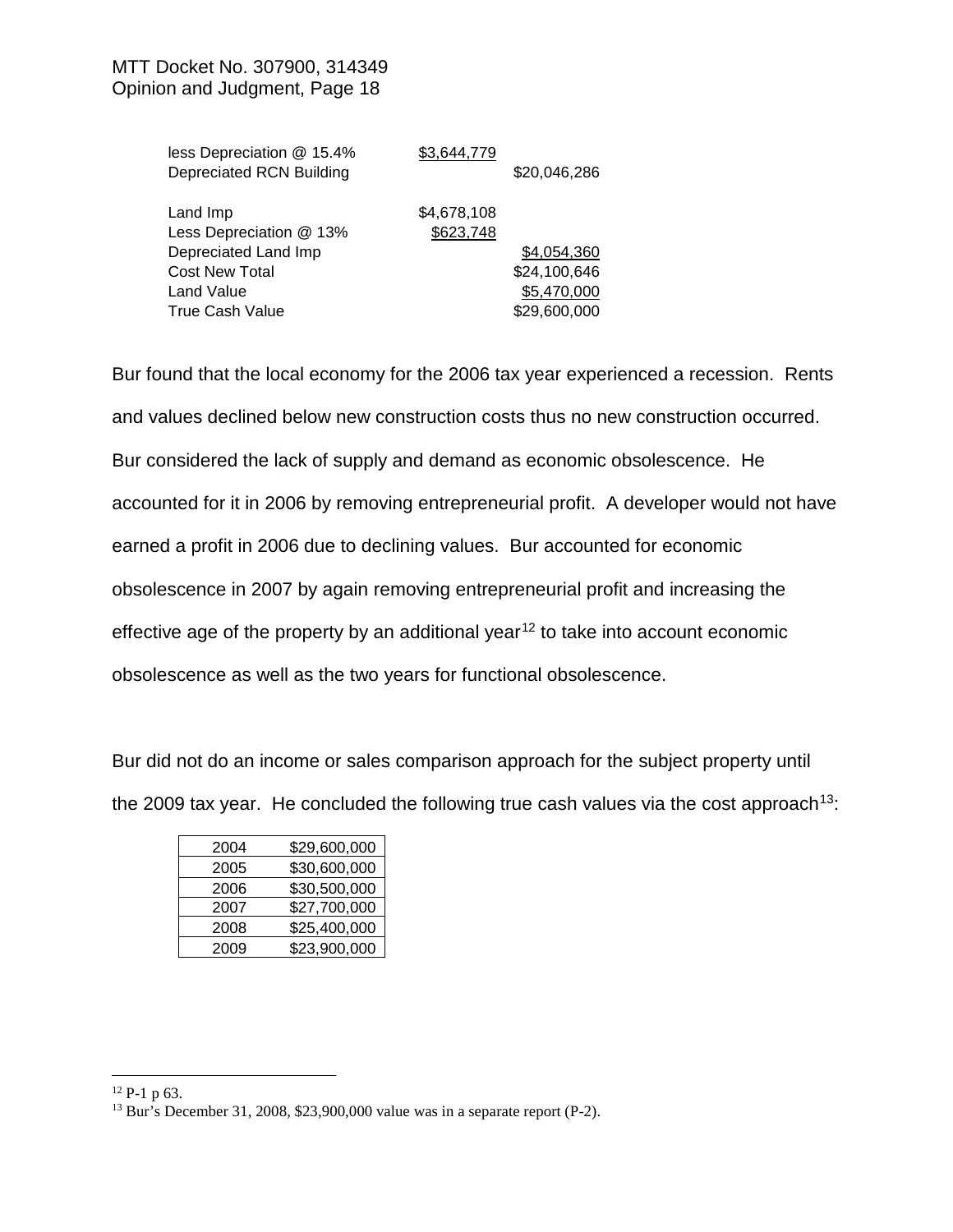| | | |
|---|---|---|
| less Depreciation @ 15.4% | $3,644,779 | |
| Depreciated RCN Building | | $20,046,286 |
| | | |
| Land Imp | $4,678,108 | |
| Less Depreciation @ 13% | $623,748 | |
| Depreciated Land Imp | | $4,054,360 |
| Cost New Total | | $24,100,646 |
| Land Value | | $5,470,000 |
| True Cash Value | | $29,600,000 |

Bur found that the local economy for the 2006 tax year experienced a recession. Rents and values declined below new construction costs thus no new construction occurred. Bur considered the lack of supply and demand as economic obsolescence. He accounted for it in 2006 by removing entrepreneurial profit. A developer would not have earned a profit in 2006 due to declining values. Bur accounted for economic obsolescence in 2007 by again removing entrepreneurial profit and increasing the effective age of the property by an additional year[12] to take into account economic obsolescence as well as the two years for functional obsolescence.

Bur did not do an income or sales comparison approach for the subject property until the 2009 tax year. He concluded the following true cash values via the cost approach[13]:

| | |
|---|---|
| 2004 | $29,600,000 |
| 2005 | $30,600,000 |
| 2006 | $30,500,000 |
| 2007 | $27,700,000 |
| 2008 | $25,400,000 |
| 2009 | $23,900,000 |

[12] P-1 p 63.

[13] Bur's December 31, 2008, $23,900,000 value was in a separate report (P-2).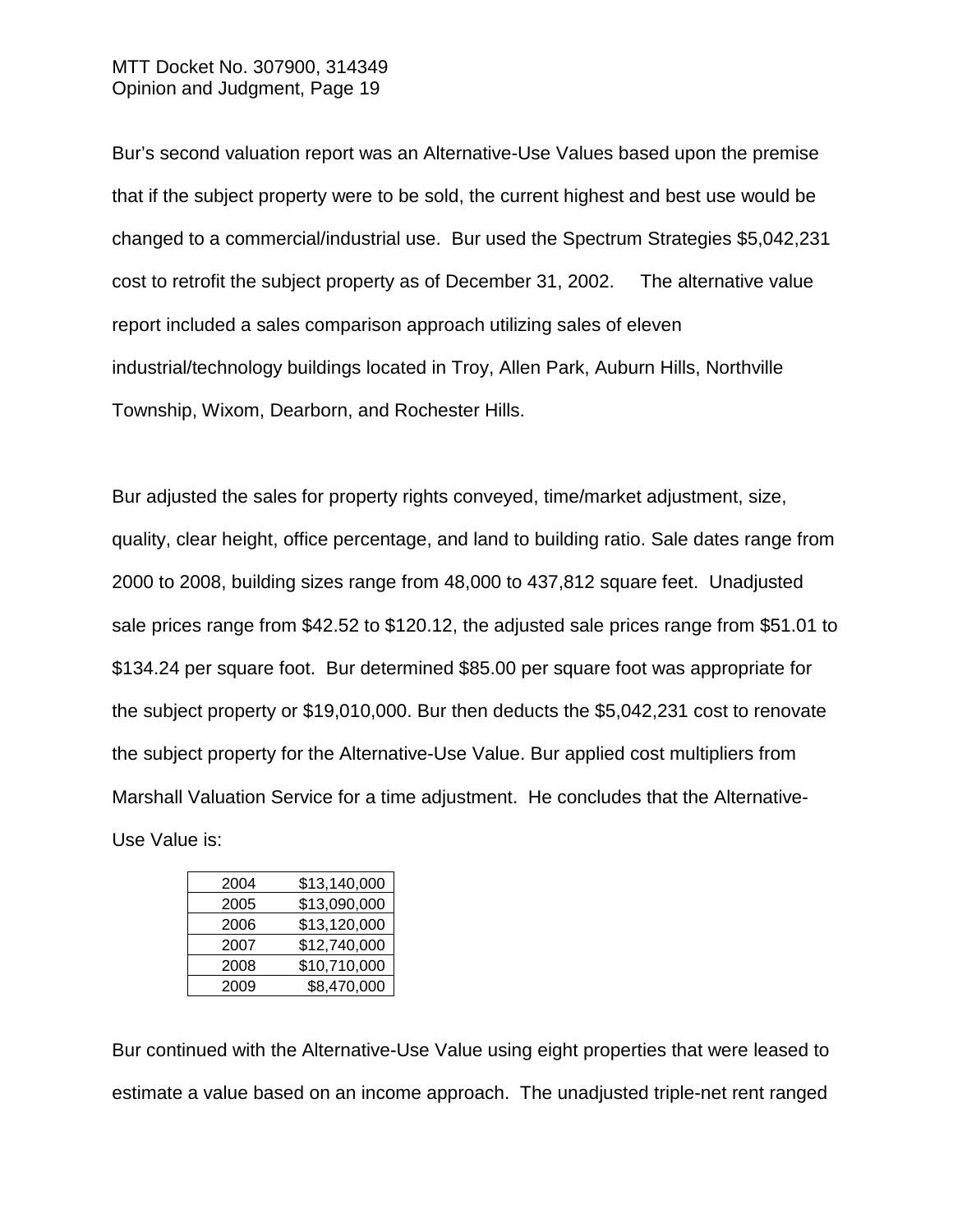Bur's second valuation report was an Alternative-Use Values based upon the premise that if the subject property were to be sold, the current highest and best use would be changed to a commercial/industrial use. Bur used the Spectrum Strategies $5,042,231 cost to retrofit the subject property as of December 31, 2002. The alternative value report included a sales comparison approach utilizing sales of eleven industrial/technology buildings located in Troy, Allen Park, Auburn Hills, Northville Township, Wixom, Dearborn, and Rochester Hills.

Bur adjusted the sales for property rights conveyed, time/market adjustment, size, quality, clear height, office percentage, and land to building ratio. Sale dates range from 2000 to 2008, building sizes range from 48,000 to 437,812 square feet. Unadjusted sale prices range from $42.52 to $120.12, the adjusted sale prices range from $51.01 to $134.24 per square foot. Bur determined $85.00 per square foot was appropriate for the subject property or $19,010,000. Bur then deducts the $5,042,231 cost to renovate the subject property for the Alternative-Use Value. Bur applied cost multipliers from Marshall Valuation Service for a time adjustment. He concludes that the Alternative-Use Value is:

| | |
|---|---|
| 2004 | $13,140,000 |
| 2005 | $13,090,000 |
| 2006 | $13,120,000 |
| 2007 | $12,740,000 |
| 2008 | $10,710,000 |
| 2009 | $8,470,000 |

Bur continued with the Alternative-Use Value using eight properties that were leased to estimate a value based on an income approach. The unadjusted triple-net rent ranged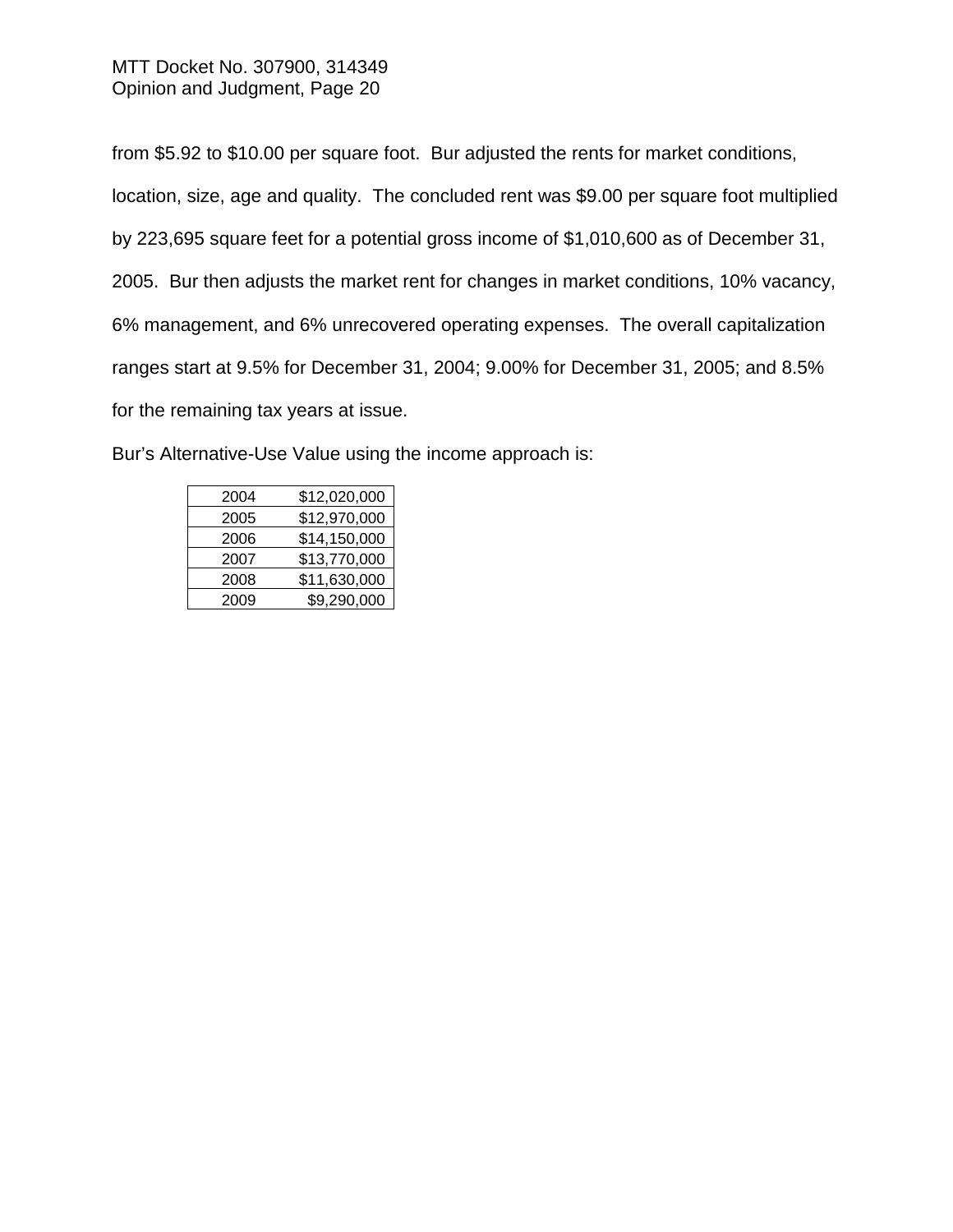from $5.92 to $10.00 per square foot. Bur adjusted the rents for market conditions, location, size, age and quality. The concluded rent was $9.00 per square foot multiplied by 223,695 square feet for a potential gross income of $1,010,600 as of December 31, 2005. Bur then adjusts the market rent for changes in market conditions, 10% vacancy, 6% management, and 6% unrecovered operating expenses. The overall capitalization ranges start at 9.5% for December 31, 2004; 9.00% for December 31, 2005; and 8.5% for the remaining tax years at issue.

Bur's Alternative-Use Value using the income approach is:

| | |
|---|---|
| 2004 | $12,020,000 |
| 2005 | $12,970,000 |
| 2006 | $14,150,000 |
| 2007 | $13,770,000 |
| 2008 | $11,630,000 |
| 2009 | $9,290,000 |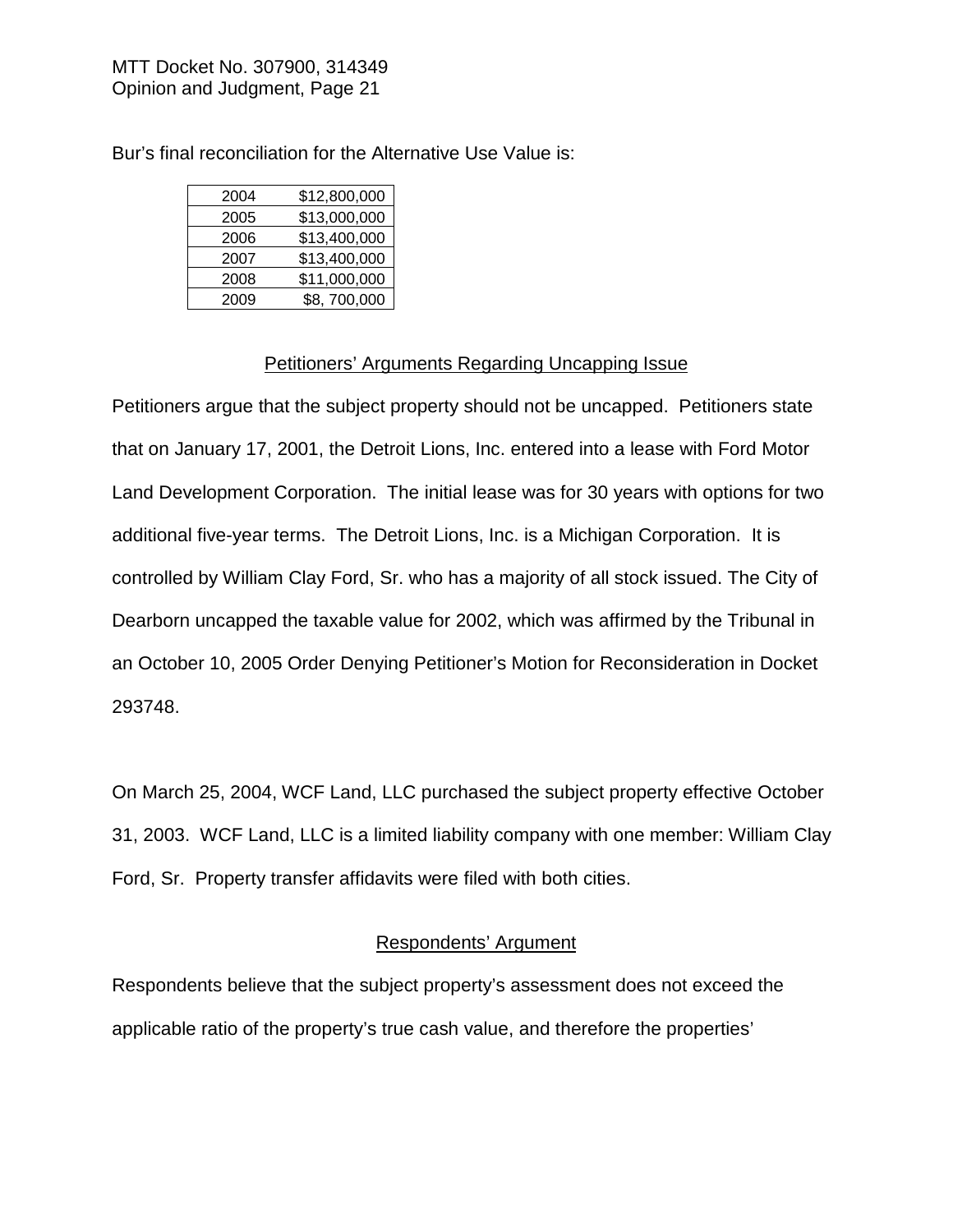Bur's final reconciliation for the Alternative Use Value is:

| | |
|---|---|
| 2004 | $12,800,000 |
| 2005 | $13,000,000 |
| 2006 | $13,400,000 |
| 2007 | $13,400,000 |
| 2008 | $11,000,000 |
| 2009 | $8, 700,000 |

## Petitioners' Arguments Regarding Uncapping Issue

Petitioners argue that the subject property should not be uncapped. Petitioners state that on January 17, 2001, the Detroit Lions, Inc. entered into a lease with Ford Motor Land Development Corporation. The initial lease was for 30 years with options for two additional five-year terms. The Detroit Lions, Inc. is a Michigan Corporation. It is controlled by William Clay Ford, Sr. who has a majority of all stock issued. The City of Dearborn uncapped the taxable value for 2002, which was affirmed by the Tribunal in an October 10, 2005 Order Denying Petitioner's Motion for Reconsideration in Docket 293748.

On March 25, 2004, WCF Land, LLC purchased the subject property effective October 31, 2003. WCF Land, LLC is a limited liability company with one member: William Clay Ford, Sr. Property transfer affidavits were filed with both cities.

## Respondents' Argument

Respondents believe that the subject property's assessment does not exceed the applicable ratio of the property's true cash value, and therefore the properties'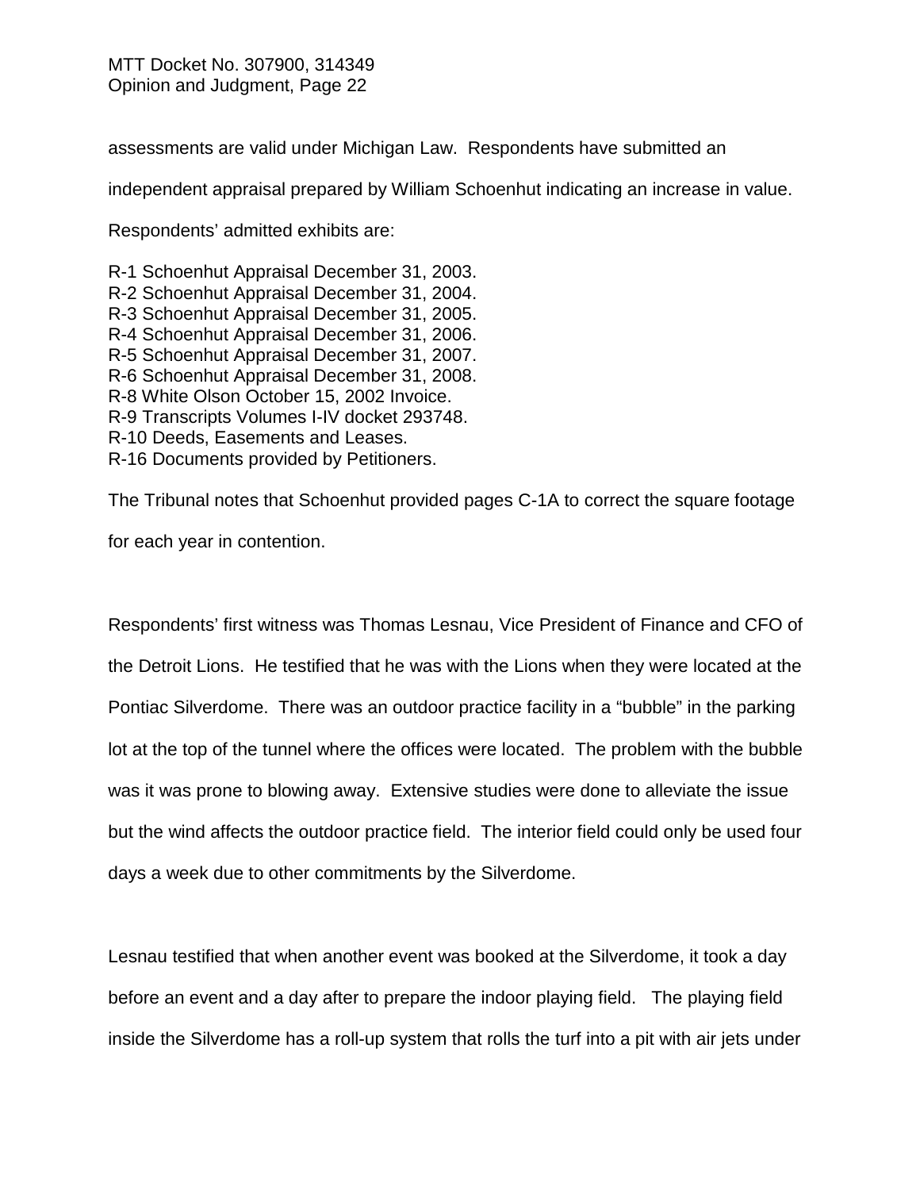assessments are valid under Michigan Law. Respondents have submitted an independent appraisal prepared by William Schoenhut indicating an increase in value.

Respondents' admitted exhibits are:

R-1 Schoenhut Appraisal December 31, 2003.
R-2 Schoenhut Appraisal December 31, 2004.
R-3 Schoenhut Appraisal December 31, 2005.
R-4 Schoenhut Appraisal December 31, 2006.
R-5 Schoenhut Appraisal December 31, 2007.
R-6 Schoenhut Appraisal December 31, 2008.
R-8 White Olson October 15, 2002 Invoice.
R-9 Transcripts Volumes I-IV docket 293748.
R-10 Deeds, Easements and Leases.
R-16 Documents provided by Petitioners.

The Tribunal notes that Schoenhut provided pages C-1A to correct the square footage for each year in contention.

Respondents' first witness was Thomas Lesnau, Vice President of Finance and CFO of the Detroit Lions. He testified that he was with the Lions when they were located at the Pontiac Silverdome. There was an outdoor practice facility in a "bubble" in the parking lot at the top of the tunnel where the offices were located. The problem with the bubble was it was prone to blowing away. Extensive studies were done to alleviate the issue but the wind affects the outdoor practice field. The interior field could only be used four days a week due to other commitments by the Silverdome.

Lesnau testified that when another event was booked at the Silverdome, it took a day before an event and a day after to prepare the indoor playing field. The playing field inside the Silverdome has a roll-up system that rolls the turf into a pit with air jets under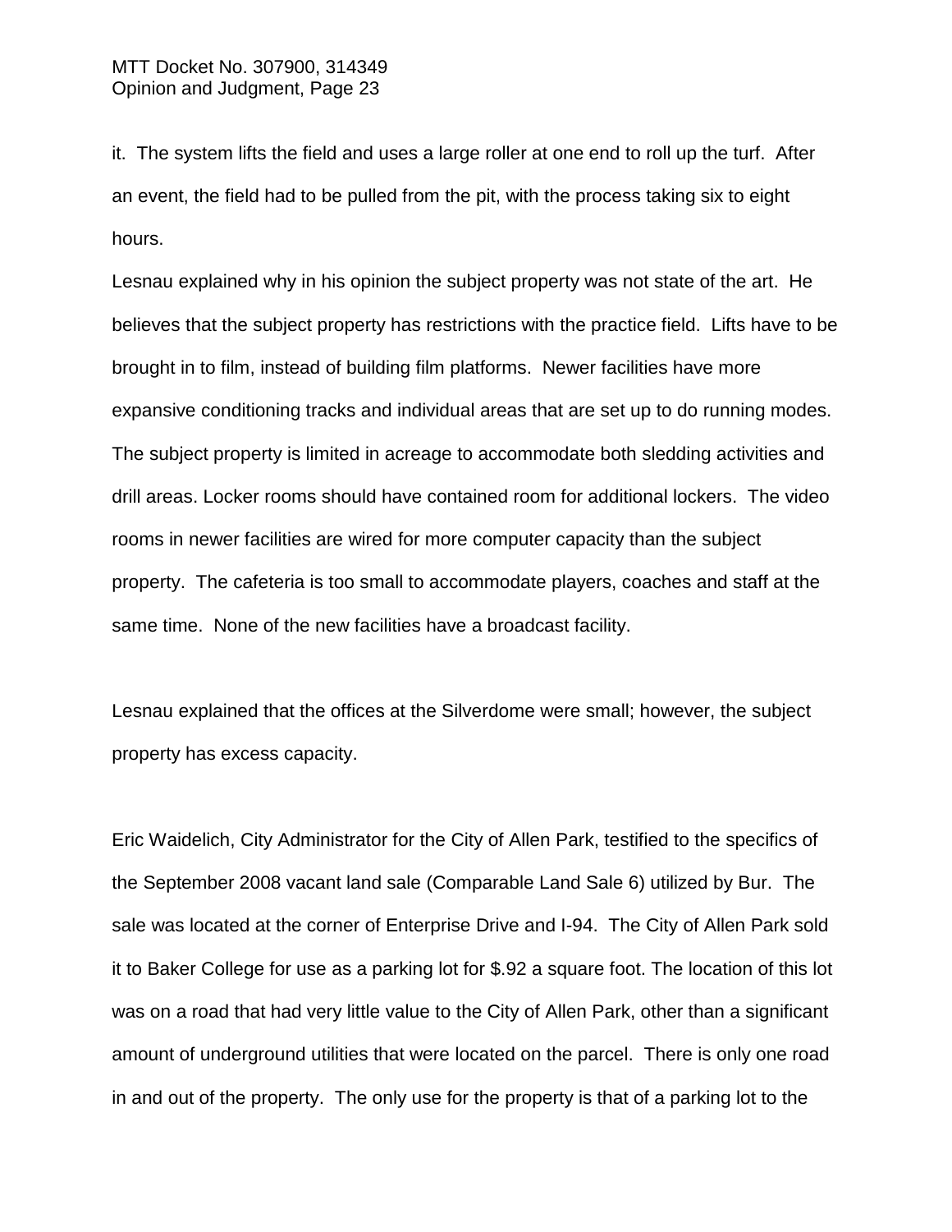it. The system lifts the field and uses a large roller at one end to roll up the turf. After an event, the field had to be pulled from the pit, with the process taking six to eight hours.

Lesnau explained why in his opinion the subject property was not state of the art. He believes that the subject property has restrictions with the practice field. Lifts have to be brought in to film, instead of building film platforms. Newer facilities have more expansive conditioning tracks and individual areas that are set up to do running modes. The subject property is limited in acreage to accommodate both sledding activities and drill areas. Locker rooms should have contained room for additional lockers. The video rooms in newer facilities are wired for more computer capacity than the subject property. The cafeteria is too small to accommodate players, coaches and staff at the same time. None of the new facilities have a broadcast facility.

Lesnau explained that the offices at the Silverdome were small; however, the subject property has excess capacity.

Eric Waidelich, City Administrator for the City of Allen Park, testified to the specifics of the September 2008 vacant land sale (Comparable Land Sale 6) utilized by Bur. The sale was located at the corner of Enterprise Drive and I-94. The City of Allen Park sold it to Baker College for use as a parking lot for $.92 a square foot. The location of this lot was on a road that had very little value to the City of Allen Park, other than a significant amount of underground utilities that were located on the parcel. There is only one road in and out of the property. The only use for the property is that of a parking lot to the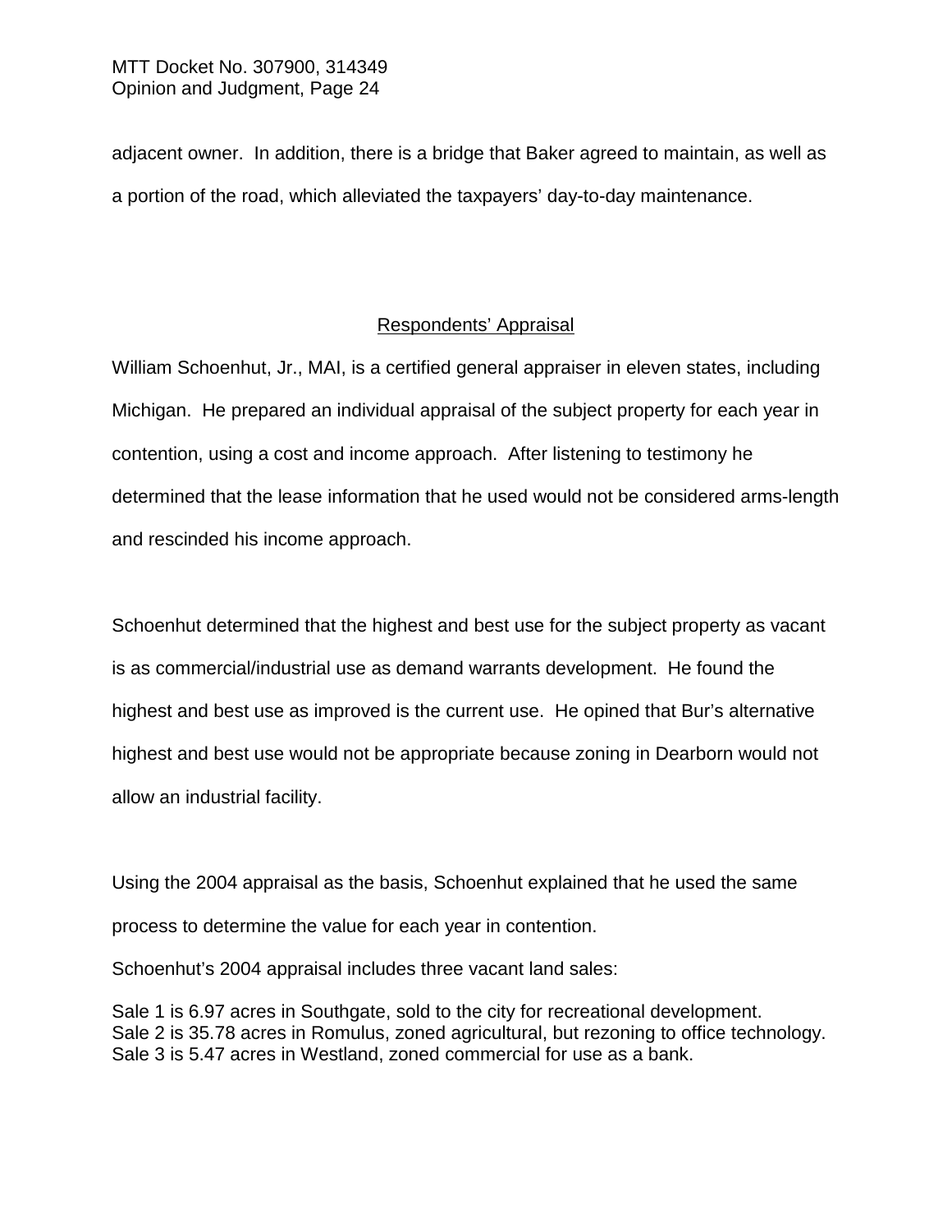adjacent owner. In addition, there is a bridge that Baker agreed to maintain, as well as a portion of the road, which alleviated the taxpayers' day-to-day maintenance.

## Respondents' Appraisal

William Schoenhut, Jr., MAI, is a certified general appraiser in eleven states, including Michigan. He prepared an individual appraisal of the subject property for each year in contention, using a cost and income approach. After listening to testimony he determined that the lease information that he used would not be considered arms-length and rescinded his income approach.

Schoenhut determined that the highest and best use for the subject property as vacant is as commercial/industrial use as demand warrants development. He found the highest and best use as improved is the current use. He opined that Bur's alternative highest and best use would not be appropriate because zoning in Dearborn would not allow an industrial facility.

Using the 2004 appraisal as the basis, Schoenhut explained that he used the same process to determine the value for each year in contention.

Schoenhut's 2004 appraisal includes three vacant land sales:

Sale 1 is 6.97 acres in Southgate, sold to the city for recreational development.
Sale 2 is 35.78 acres in Romulus, zoned agricultural, but rezoning to office technology.
Sale 3 is 5.47 acres in Westland, zoned commercial for use as a bank.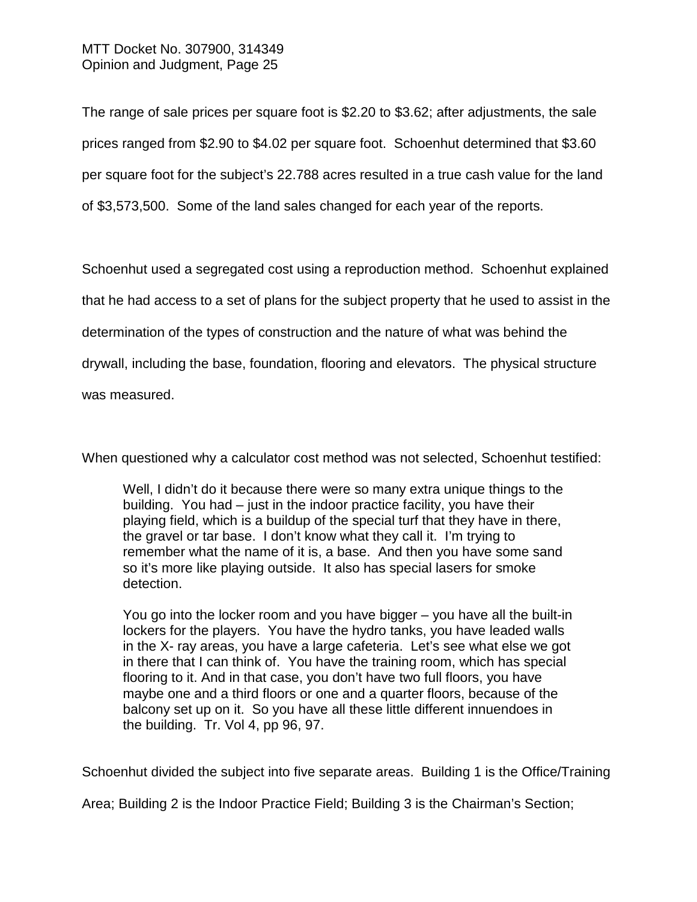The range of sale prices per square foot is $2.20 to $3.62; after adjustments, the sale prices ranged from $2.90 to $4.02 per square foot. Schoenhut determined that $3.60 per square foot for the subject's 22.788 acres resulted in a true cash value for the land of $3,573,500. Some of the land sales changed for each year of the reports.

Schoenhut used a segregated cost using a reproduction method. Schoenhut explained that he had access to a set of plans for the subject property that he used to assist in the determination of the types of construction and the nature of what was behind the drywall, including the base, foundation, flooring and elevators. The physical structure was measured.

When questioned why a calculator cost method was not selected, Schoenhut testified:

> Well, I didn't do it because there were so many extra unique things to the building. You had – just in the indoor practice facility, you have their playing field, which is a buildup of the special turf that they have in there, the gravel or tar base. I don't know what they call it. I'm trying to remember what the name of it is, a base. And then you have some sand so it's more like playing outside. It also has special lasers for smoke detection.
>
> You go into the locker room and you have bigger – you have all the built-in lockers for the players. You have the hydro tanks, you have leaded walls in the X- ray areas, you have a large cafeteria. Let's see what else we got in there that I can think of. You have the training room, which has special flooring to it. And in that case, you don't have two full floors, you have maybe one and a third floors or one and a quarter floors, because of the balcony set up on it. So you have all these little different innuendoes in the building. Tr. Vol 4, pp 96, 97.

Schoenhut divided the subject into five separate areas. Building 1 is the Office/Training Area; Building 2 is the Indoor Practice Field; Building 3 is the Chairman's Section;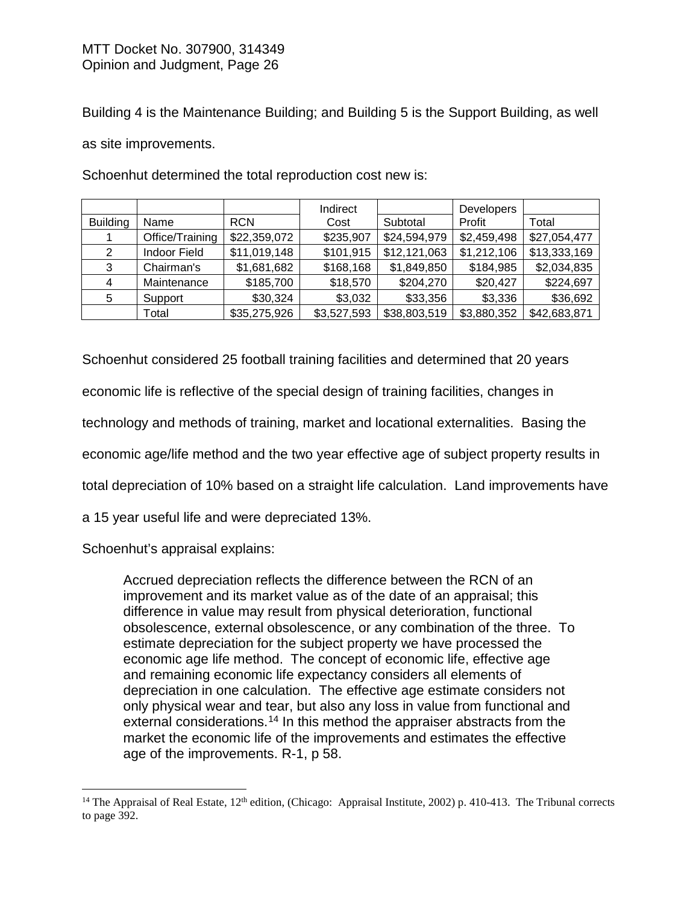Building 4 is the Maintenance Building; and Building 5 is the Support Building, as well as site improvements.

Schoenhut determined the total reproduction cost new is:

| Building | Name | RCN | Indirect Cost | Subtotal | Developers Profit | Total |
|---|---|---|---|---|---|---|
| 1 | Office/Training | $22,359,072 | $235,907 | $24,594,979 | $2,459,498 | $27,054,477 |
| 2 | Indoor Field | $11,019,148 | $101,915 | $12,121,063 | $1,212,106 | $13,333,169 |
| 3 | Chairman's | $1,681,682 | $168,168 | $1,849,850 | $184,985 | $2,034,835 |
| 4 | Maintenance | $185,700 | $18,570 | $204,270 | $20,427 | $224,697 |
| 5 | Support | $30,324 | $3,032 | $33,356 | $3,336 | $36,692 |
| | Total | $35,275,926 | $3,527,593 | $38,803,519 | $3,880,352 | $42,683,871 |

Schoenhut considered 25 football training facilities and determined that 20 years economic life is reflective of the special design of training facilities, changes in technology and methods of training, market and locational externalities. Basing the economic age/life method and the two year effective age of subject property results in total depreciation of 10% based on a straight life calculation. Land improvements have a 15 year useful life and were depreciated 13%.

Schoenhut's appraisal explains:

> Accrued depreciation reflects the difference between the RCN of an improvement and its market value as of the date of an appraisal; this difference in value may result from physical deterioration, functional obsolescence, external obsolescence, or any combination of the three. To estimate depreciation for the subject property we have processed the economic age life method. The concept of economic life, effective age and remaining economic life expectancy considers all elements of depreciation in one calculation. The effective age estimate considers not only physical wear and tear, but also any loss in value from functional and external considerations.[14] In this method the appraiser abstracts from the market the economic life of the improvements and estimates the effective age of the improvements. R-1, p 58.

[14] The Appraisal of Real Estate, 12th edition, (Chicago: Appraisal Institute, 2002) p. 410-413. The Tribunal corrects to page 392.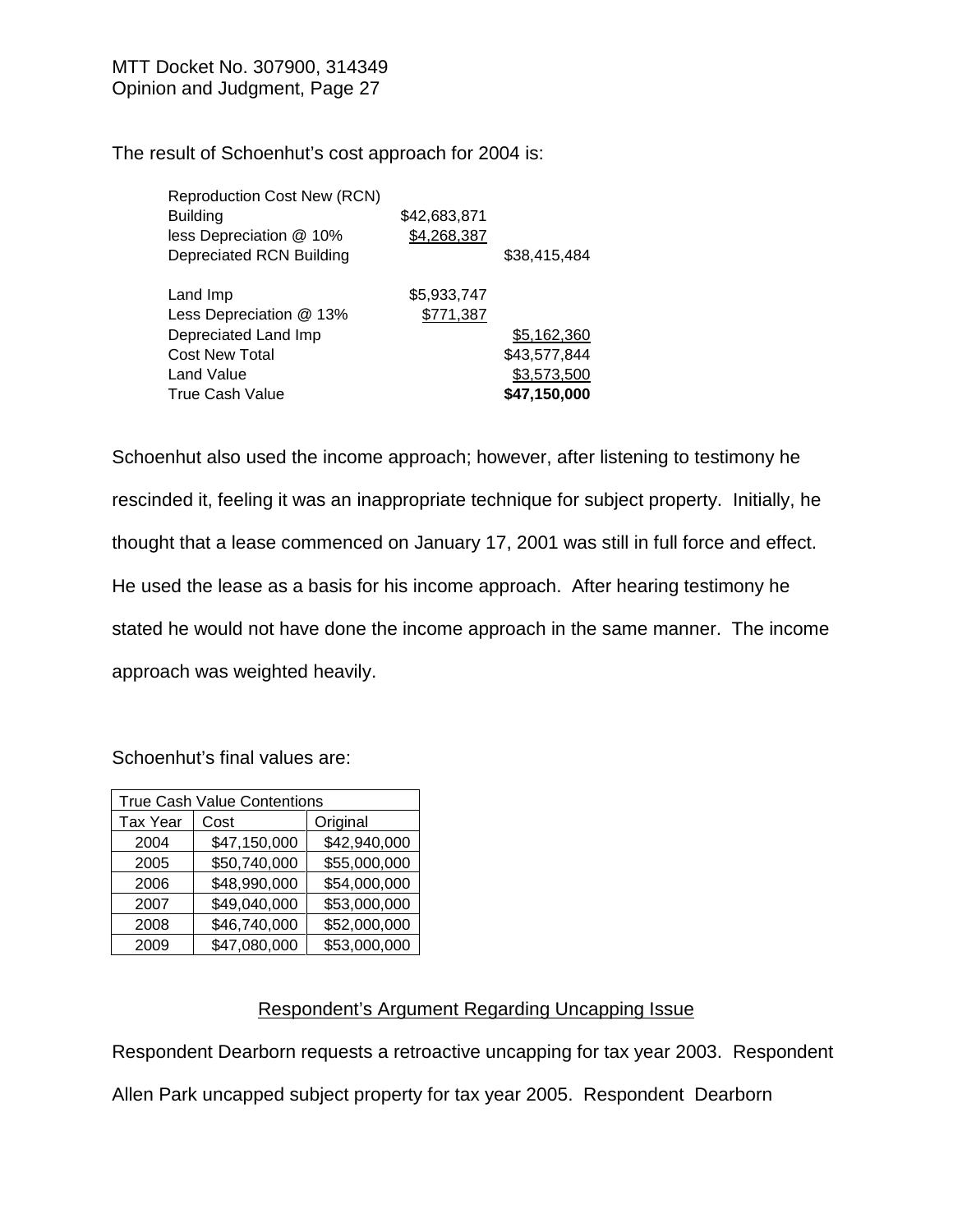The result of Schoenhut's cost approach for 2004 is:

| | | |
|---|---|---|
| Reproduction Cost New (RCN) | | |
| Building | $42,683,871 | |
| less Depreciation @ 10% | $4,268,387 | |
| Depreciated RCN Building | | $38,415,484 |
| | | |
| Land Imp | $5,933,747 | |
| Less Depreciation @ 13% | $771,387 | |
| Depreciated Land Imp | | $5,162,360 |
| Cost New Total | | $43,577,844 |
| Land Value | | $3,573,500 |
| True Cash Value | | **$47,150,000** |

Schoenhut also used the income approach; however, after listening to testimony he rescinded it, feeling it was an inappropriate technique for subject property. Initially, he thought that a lease commenced on January 17, 2001 was still in full force and effect. He used the lease as a basis for his income approach. After hearing testimony he stated he would not have done the income approach in the same manner. The income approach was weighted heavily.

Schoenhut's final values are:

| True Cash Value Contentions | | |
|---|---|---|
| Tax Year | Cost | Original |
| 2004 | $47,150,000 | $42,940,000 |
| 2005 | $50,740,000 | $55,000,000 |
| 2006 | $48,990,000 | $54,000,000 |
| 2007 | $49,040,000 | $53,000,000 |
| 2008 | $46,740,000 | $52,000,000 |
| 2009 | $47,080,000 | $53,000,000 |

## Respondent's Argument Regarding Uncapping Issue

Respondent Dearborn requests a retroactive uncapping for tax year 2003. Respondent Allen Park uncapped subject property for tax year 2005. Respondent Dearborn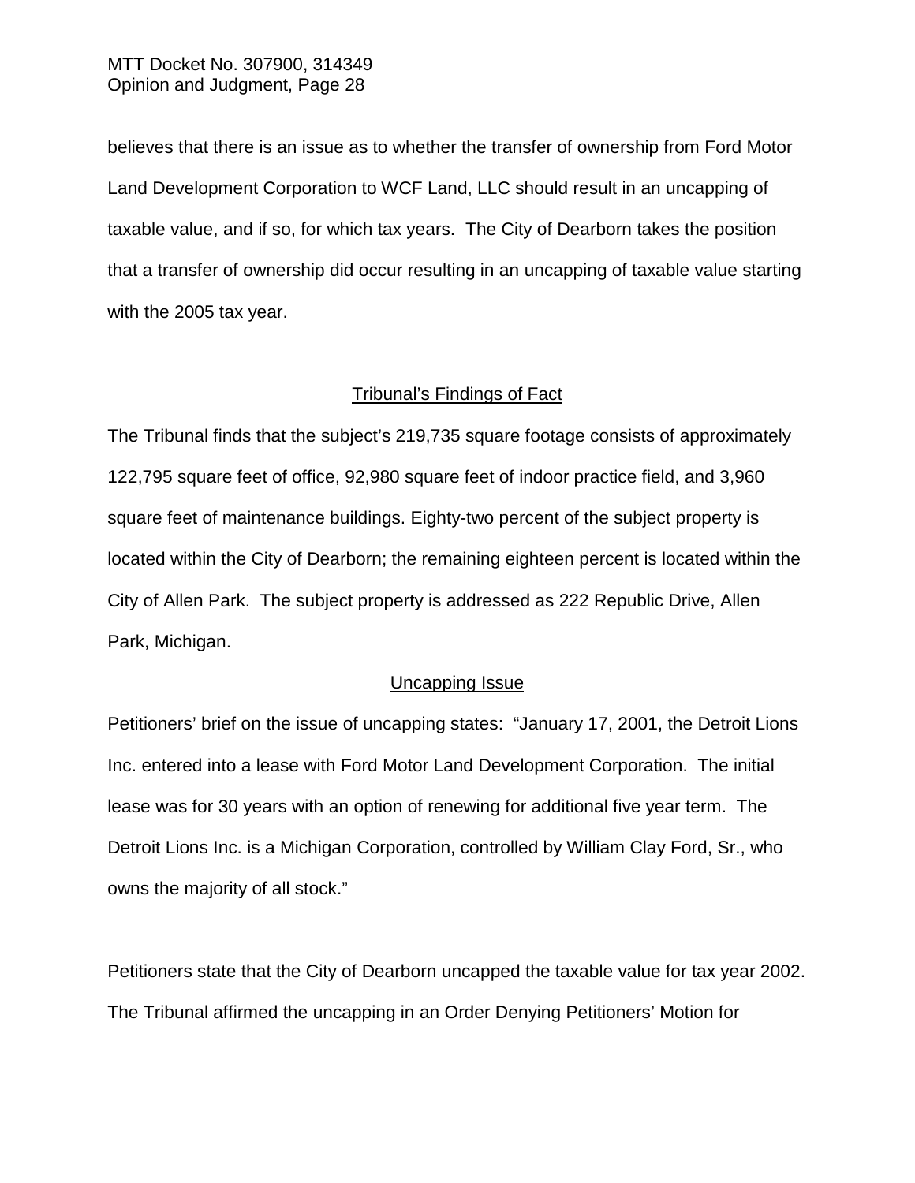believes that there is an issue as to whether the transfer of ownership from Ford Motor Land Development Corporation to WCF Land, LLC should result in an uncapping of taxable value, and if so, for which tax years. The City of Dearborn takes the position that a transfer of ownership did occur resulting in an uncapping of taxable value starting with the 2005 tax year.

## Tribunal's Findings of Fact

The Tribunal finds that the subject's 219,735 square footage consists of approximately 122,795 square feet of office, 92,980 square feet of indoor practice field, and 3,960 square feet of maintenance buildings. Eighty-two percent of the subject property is located within the City of Dearborn; the remaining eighteen percent is located within the City of Allen Park. The subject property is addressed as 222 Republic Drive, Allen Park, Michigan.

## Uncapping Issue

Petitioners' brief on the issue of uncapping states: "January 17, 2001, the Detroit Lions Inc. entered into a lease with Ford Motor Land Development Corporation. The initial lease was for 30 years with an option of renewing for additional five year term. The Detroit Lions Inc. is a Michigan Corporation, controlled by William Clay Ford, Sr., who owns the majority of all stock."

Petitioners state that the City of Dearborn uncapped the taxable value for tax year 2002. The Tribunal affirmed the uncapping in an Order Denying Petitioners' Motion for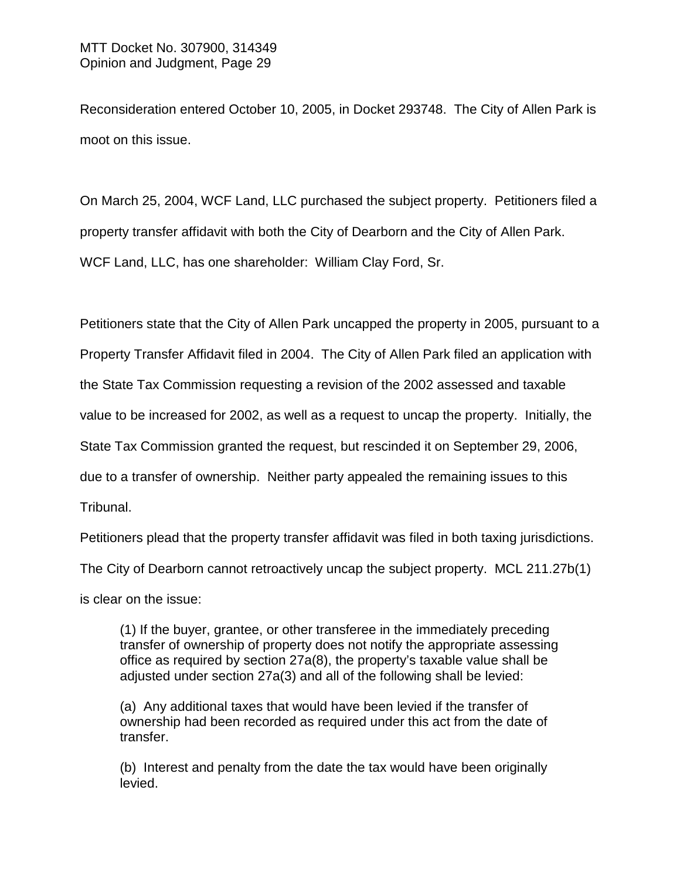Reconsideration entered October 10, 2005, in Docket 293748. The City of Allen Park is moot on this issue.

On March 25, 2004, WCF Land, LLC purchased the subject property. Petitioners filed a property transfer affidavit with both the City of Dearborn and the City of Allen Park. WCF Land, LLC, has one shareholder: William Clay Ford, Sr.

Petitioners state that the City of Allen Park uncapped the property in 2005, pursuant to a Property Transfer Affidavit filed in 2004. The City of Allen Park filed an application with the State Tax Commission requesting a revision of the 2002 assessed and taxable value to be increased for 2002, as well as a request to uncap the property. Initially, the State Tax Commission granted the request, but rescinded it on September 29, 2006, due to a transfer of ownership. Neither party appealed the remaining issues to this Tribunal.

Petitioners plead that the property transfer affidavit was filed in both taxing jurisdictions. The City of Dearborn cannot retroactively uncap the subject property. MCL 211.27b(1) is clear on the issue:

> (1) If the buyer, grantee, or other transferee in the immediately preceding transfer of ownership of property does not notify the appropriate assessing office as required by section 27a(8), the property's taxable value shall be adjusted under section 27a(3) and all of the following shall be levied:
>
> (a) Any additional taxes that would have been levied if the transfer of ownership had been recorded as required under this act from the date of transfer.
>
> (b) Interest and penalty from the date the tax would have been originally levied.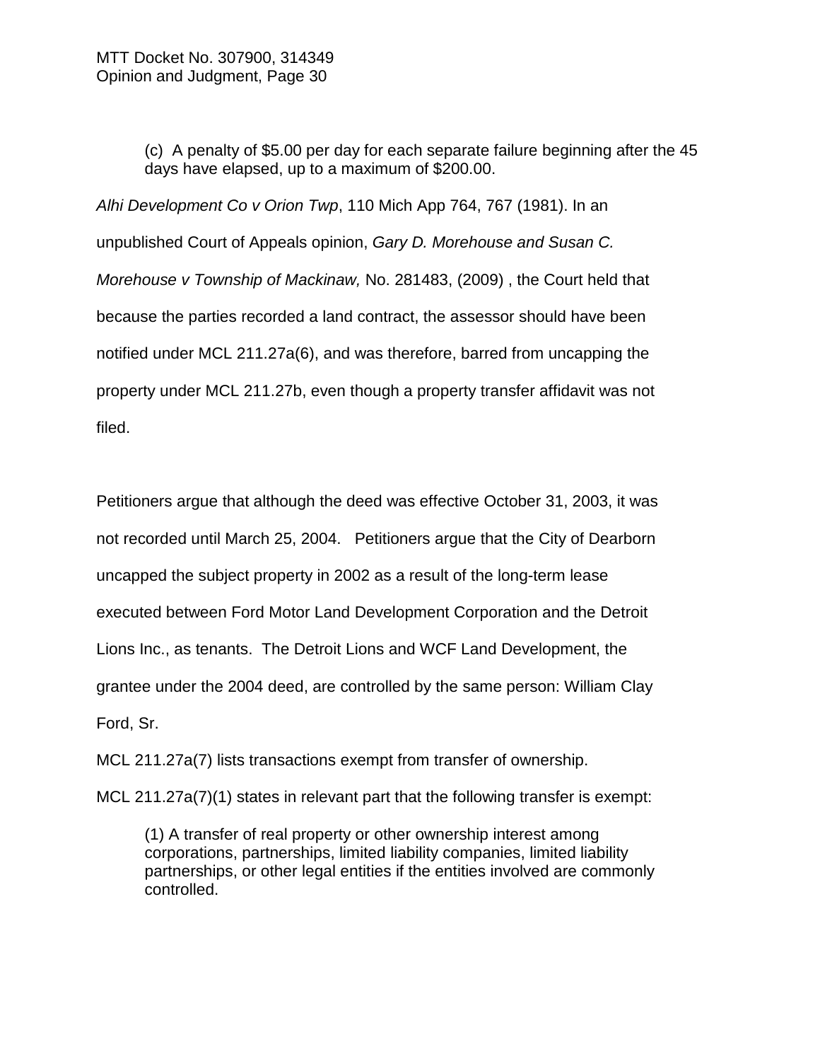> (c) A penalty of $5.00 per day for each separate failure beginning after the 45 days have elapsed, up to a maximum of $200.00.

*Alhi Development Co v Orion Twp*, 110 Mich App 764, 767 (1981). In an unpublished Court of Appeals opinion, *Gary D. Morehouse and Susan C. Morehouse v Township of Mackinaw,* No. 281483, (2009) , the Court held that because the parties recorded a land contract, the assessor should have been notified under MCL 211.27a(6), and was therefore, barred from uncapping the property under MCL 211.27b, even though a property transfer affidavit was not filed.

Petitioners argue that although the deed was effective October 31, 2003, it was not recorded until March 25, 2004. Petitioners argue that the City of Dearborn uncapped the subject property in 2002 as a result of the long-term lease executed between Ford Motor Land Development Corporation and the Detroit Lions Inc., as tenants. The Detroit Lions and WCF Land Development, the grantee under the 2004 deed, are controlled by the same person: William Clay Ford, Sr.

MCL 211.27a(7) lists transactions exempt from transfer of ownership.

MCL 211.27a(7)(1) states in relevant part that the following transfer is exempt:

> (1) A transfer of real property or other ownership interest among corporations, partnerships, limited liability companies, limited liability partnerships, or other legal entities if the entities involved are commonly controlled.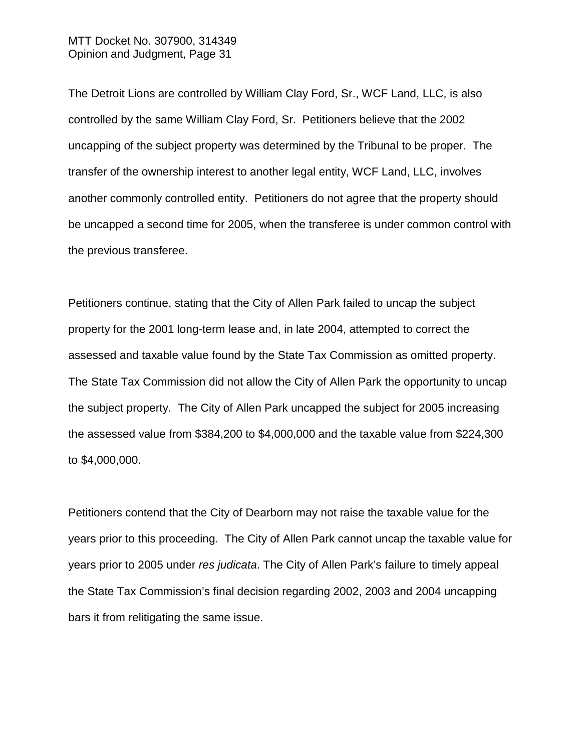The Detroit Lions are controlled by William Clay Ford, Sr., WCF Land, LLC, is also controlled by the same William Clay Ford, Sr. Petitioners believe that the 2002 uncapping of the subject property was determined by the Tribunal to be proper. The transfer of the ownership interest to another legal entity, WCF Land, LLC, involves another commonly controlled entity. Petitioners do not agree that the property should be uncapped a second time for 2005, when the transferee is under common control with the previous transferee.

Petitioners continue, stating that the City of Allen Park failed to uncap the subject property for the 2001 long-term lease and, in late 2004, attempted to correct the assessed and taxable value found by the State Tax Commission as omitted property. The State Tax Commission did not allow the City of Allen Park the opportunity to uncap the subject property. The City of Allen Park uncapped the subject for 2005 increasing the assessed value from $384,200 to $4,000,000 and the taxable value from $224,300 to $4,000,000.

Petitioners contend that the City of Dearborn may not raise the taxable value for the years prior to this proceeding. The City of Allen Park cannot uncap the taxable value for years prior to 2005 under *res judicata*. The City of Allen Park's failure to timely appeal the State Tax Commission's final decision regarding 2002, 2003 and 2004 uncapping bars it from relitigating the same issue.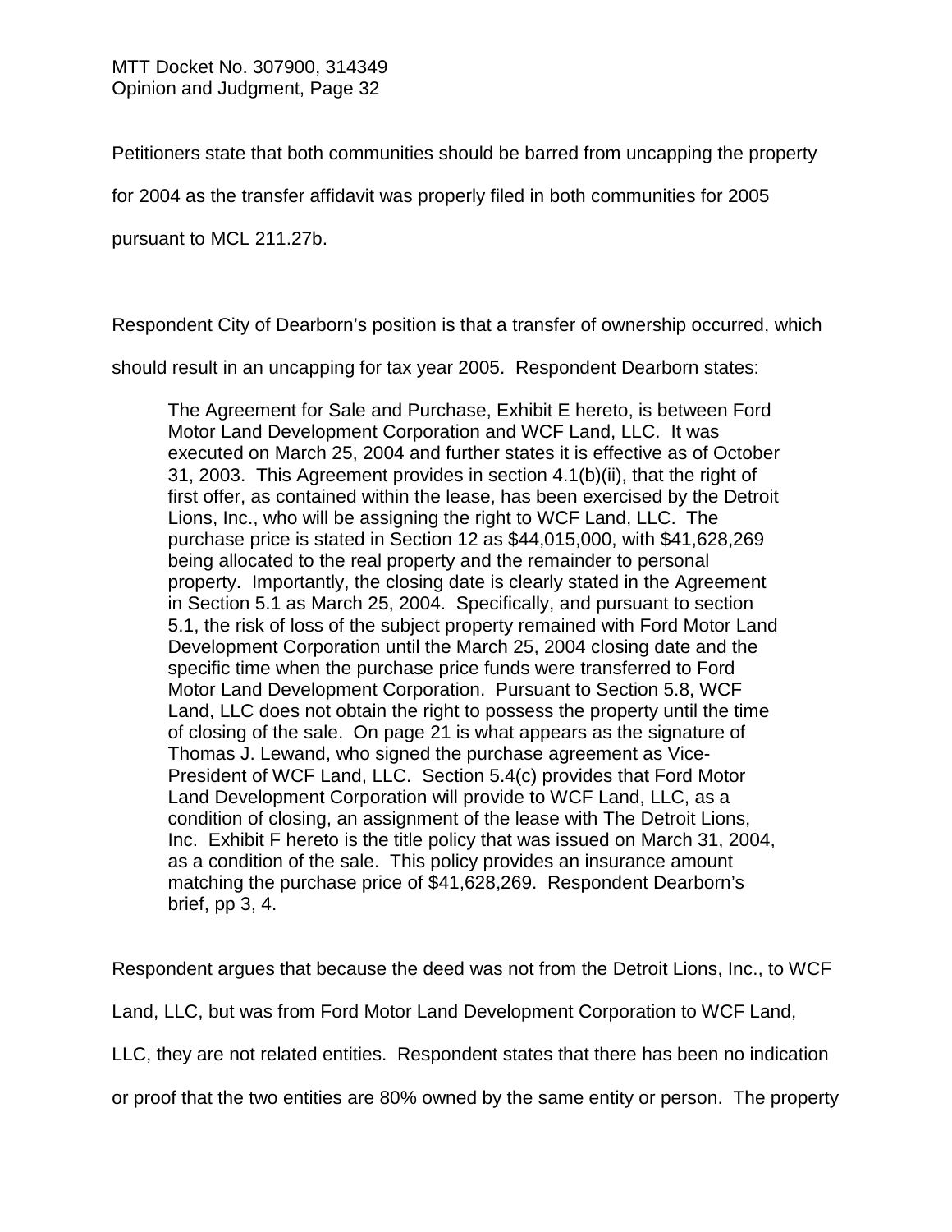Petitioners state that both communities should be barred from uncapping the property for 2004 as the transfer affidavit was properly filed in both communities for 2005 pursuant to MCL 211.27b.

Respondent City of Dearborn's position is that a transfer of ownership occurred, which should result in an uncapping for tax year 2005. Respondent Dearborn states:

> The Agreement for Sale and Purchase, Exhibit E hereto, is between Ford Motor Land Development Corporation and WCF Land, LLC. It was executed on March 25, 2004 and further states it is effective as of October 31, 2003. This Agreement provides in section 4.1(b)(ii), that the right of first offer, as contained within the lease, has been exercised by the Detroit Lions, Inc., who will be assigning the right to WCF Land, LLC. The purchase price is stated in Section 12 as $44,015,000, with $41,628,269 being allocated to the real property and the remainder to personal property. Importantly, the closing date is clearly stated in the Agreement in Section 5.1 as March 25, 2004. Specifically, and pursuant to section 5.1, the risk of loss of the subject property remained with Ford Motor Land Development Corporation until the March 25, 2004 closing date and the specific time when the purchase price funds were transferred to Ford Motor Land Development Corporation. Pursuant to Section 5.8, WCF Land, LLC does not obtain the right to possess the property until the time of closing of the sale. On page 21 is what appears as the signature of Thomas J. Lewand, who signed the purchase agreement as Vice-President of WCF Land, LLC. Section 5.4(c) provides that Ford Motor Land Development Corporation will provide to WCF Land, LLC, as a condition of closing, an assignment of the lease with The Detroit Lions, Inc. Exhibit F hereto is the title policy that was issued on March 31, 2004, as a condition of the sale. This policy provides an insurance amount matching the purchase price of $41,628,269. Respondent Dearborn's brief, pp 3, 4.

Respondent argues that because the deed was not from the Detroit Lions, Inc., to WCF Land, LLC, but was from Ford Motor Land Development Corporation to WCF Land, LLC, they are not related entities. Respondent states that there has been no indication or proof that the two entities are 80% owned by the same entity or person. The property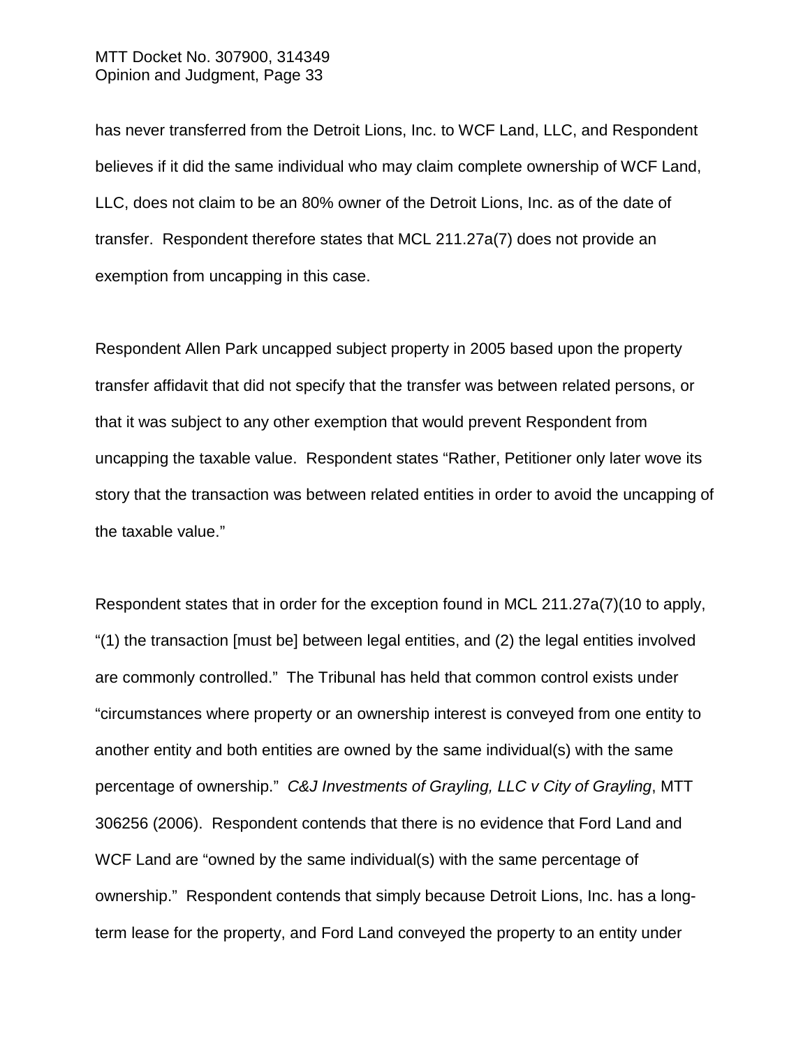has never transferred from the Detroit Lions, Inc. to WCF Land, LLC, and Respondent believes if it did the same individual who may claim complete ownership of WCF Land, LLC, does not claim to be an 80% owner of the Detroit Lions, Inc. as of the date of transfer. Respondent therefore states that MCL 211.27a(7) does not provide an exemption from uncapping in this case.

Respondent Allen Park uncapped subject property in 2005 based upon the property transfer affidavit that did not specify that the transfer was between related persons, or that it was subject to any other exemption that would prevent Respondent from uncapping the taxable value. Respondent states "Rather, Petitioner only later wove its story that the transaction was between related entities in order to avoid the uncapping of the taxable value."

Respondent states that in order for the exception found in MCL 211.27a(7)(10 to apply, "(1) the transaction [must be] between legal entities, and (2) the legal entities involved are commonly controlled." The Tribunal has held that common control exists under "circumstances where property or an ownership interest is conveyed from one entity to another entity and both entities are owned by the same individual(s) with the same percentage of ownership." *C&J Investments of Grayling, LLC v City of Grayling*, MTT 306256 (2006). Respondent contends that there is no evidence that Ford Land and WCF Land are "owned by the same individual(s) with the same percentage of ownership." Respondent contends that simply because Detroit Lions, Inc. has a long-term lease for the property, and Ford Land conveyed the property to an entity under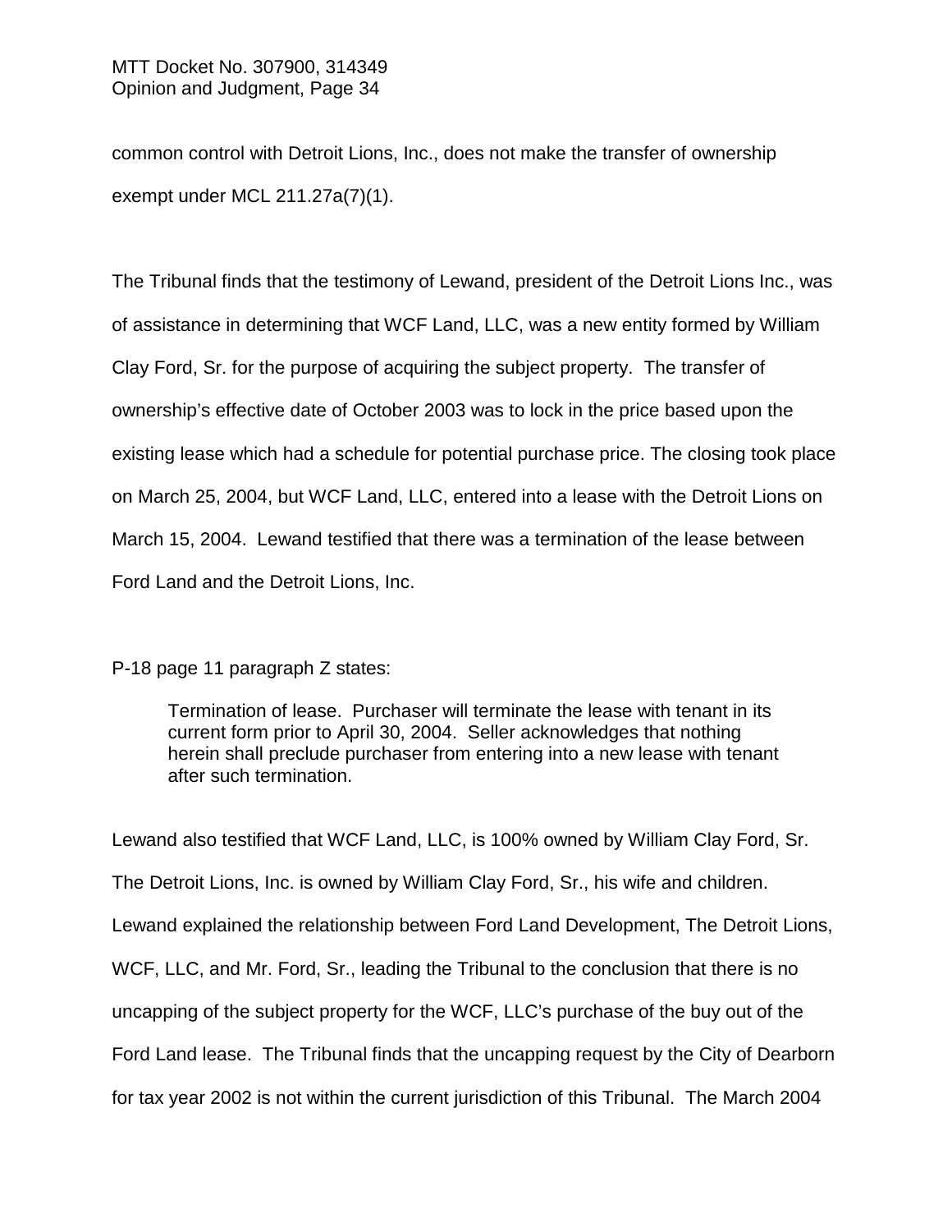common control with Detroit Lions, Inc., does not make the transfer of ownership exempt under MCL 211.27a(7)(1).

The Tribunal finds that the testimony of Lewand, president of the Detroit Lions Inc., was of assistance in determining that WCF Land, LLC, was a new entity formed by William Clay Ford, Sr. for the purpose of acquiring the subject property. The transfer of ownership's effective date of October 2003 was to lock in the price based upon the existing lease which had a schedule for potential purchase price. The closing took place on March 25, 2004, but WCF Land, LLC, entered into a lease with the Detroit Lions on March 15, 2004. Lewand testified that there was a termination of the lease between Ford Land and the Detroit Lions, Inc.

P-18 page 11 paragraph Z states:

> Termination of lease. Purchaser will terminate the lease with tenant in its current form prior to April 30, 2004. Seller acknowledges that nothing herein shall preclude purchaser from entering into a new lease with tenant after such termination.

Lewand also testified that WCF Land, LLC, is 100% owned by William Clay Ford, Sr. The Detroit Lions, Inc. is owned by William Clay Ford, Sr., his wife and children. Lewand explained the relationship between Ford Land Development, The Detroit Lions, WCF, LLC, and Mr. Ford, Sr., leading the Tribunal to the conclusion that there is no uncapping of the subject property for the WCF, LLC's purchase of the buy out of the Ford Land lease. The Tribunal finds that the uncapping request by the City of Dearborn for tax year 2002 is not within the current jurisdiction of this Tribunal. The March 2004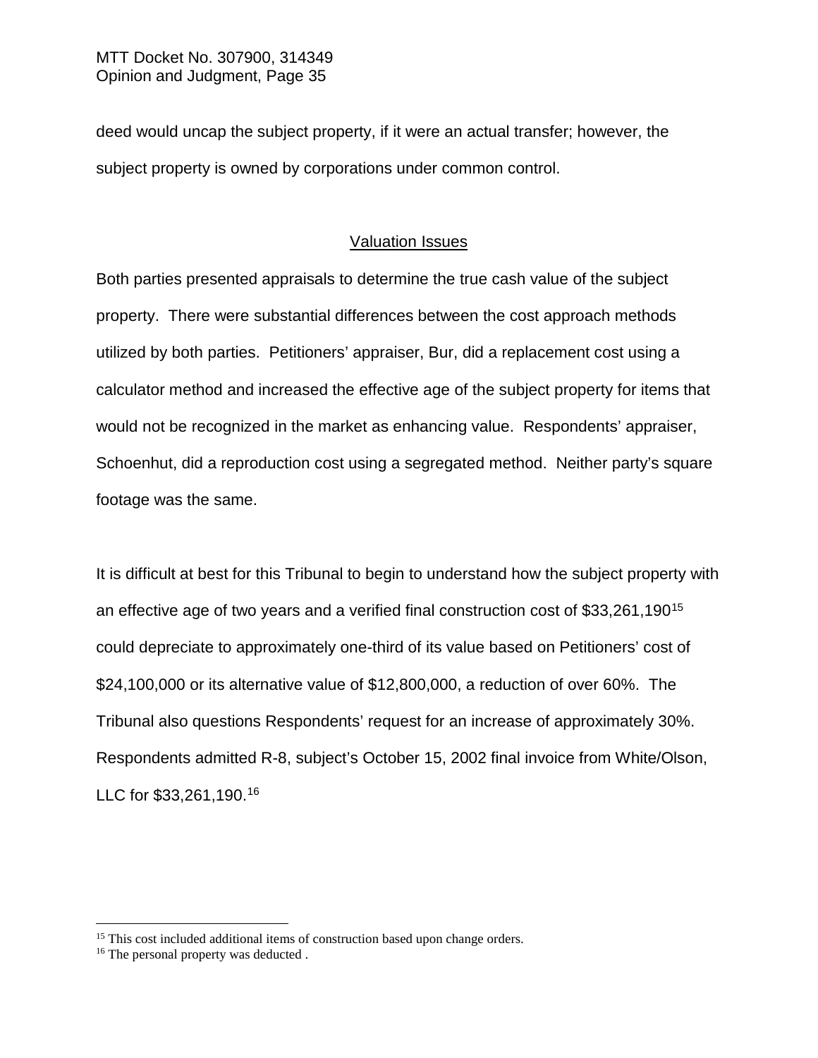deed would uncap the subject property, if it were an actual transfer; however, the subject property is owned by corporations under common control.

## Valuation Issues

Both parties presented appraisals to determine the true cash value of the subject property. There were substantial differences between the cost approach methods utilized by both parties. Petitioners' appraiser, Bur, did a replacement cost using a calculator method and increased the effective age of the subject property for items that would not be recognized in the market as enhancing value. Respondents' appraiser, Schoenhut, did a reproduction cost using a segregated method. Neither party's square footage was the same.

It is difficult at best for this Tribunal to begin to understand how the subject property with an effective age of two years and a verified final construction cost of $33,261,190[15] could depreciate to approximately one-third of its value based on Petitioners' cost of $24,100,000 or its alternative value of $12,800,000, a reduction of over 60%. The Tribunal also questions Respondents' request for an increase of approximately 30%. Respondents admitted R-8, subject's October 15, 2002 final invoice from White/Olson, LLC for $33,261,190.[16]

[15] This cost included additional items of construction based upon change orders.

[16] The personal property was deducted .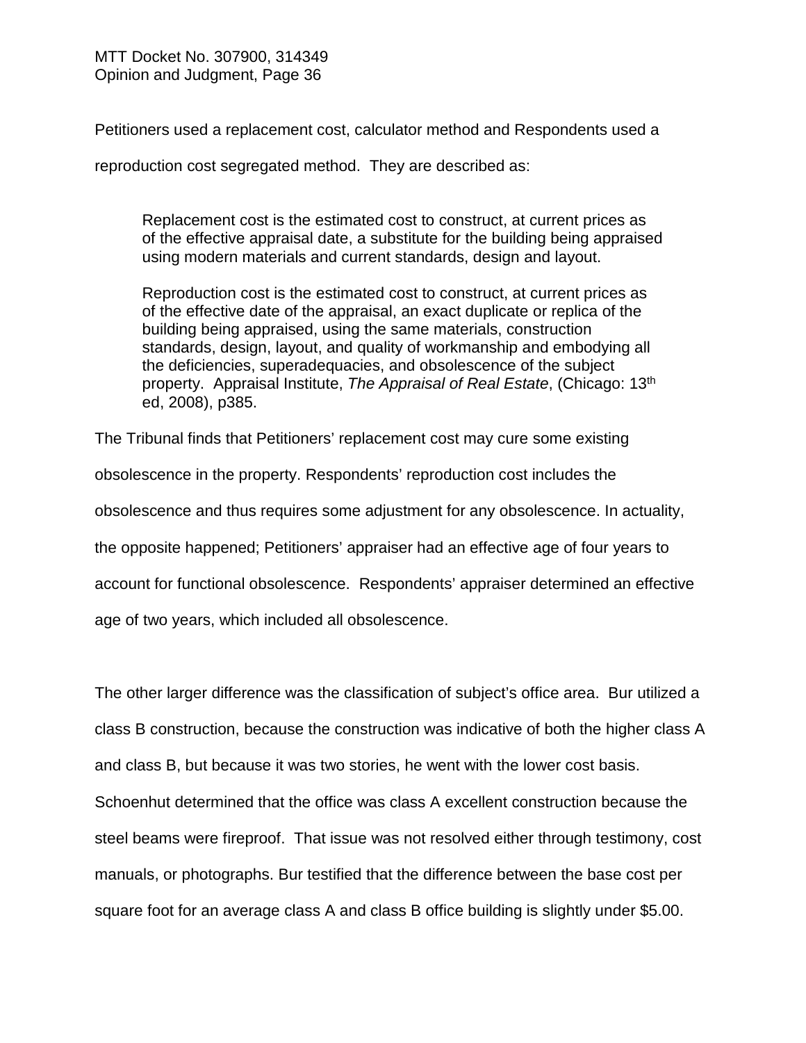Petitioners used a replacement cost, calculator method and Respondents used a reproduction cost segregated method. They are described as:

> Replacement cost is the estimated cost to construct, at current prices as of the effective appraisal date, a substitute for the building being appraised using modern materials and current standards, design and layout.
>
> Reproduction cost is the estimated cost to construct, at current prices as of the effective date of the appraisal, an exact duplicate or replica of the building being appraised, using the same materials, construction standards, design, layout, and quality of workmanship and embodying all the deficiencies, superadequacies, and obsolescence of the subject property. Appraisal Institute, *The Appraisal of Real Estate*, (Chicago: 13th ed, 2008), p385.

The Tribunal finds that Petitioners' replacement cost may cure some existing obsolescence in the property. Respondents' reproduction cost includes the obsolescence and thus requires some adjustment for any obsolescence. In actuality, the opposite happened; Petitioners' appraiser had an effective age of four years to account for functional obsolescence. Respondents' appraiser determined an effective age of two years, which included all obsolescence.

The other larger difference was the classification of subject's office area. Bur utilized a class B construction, because the construction was indicative of both the higher class A and class B, but because it was two stories, he went with the lower cost basis. Schoenhut determined that the office was class A excellent construction because the steel beams were fireproof. That issue was not resolved either through testimony, cost manuals, or photographs. Bur testified that the difference between the base cost per square foot for an average class A and class B office building is slightly under $5.00.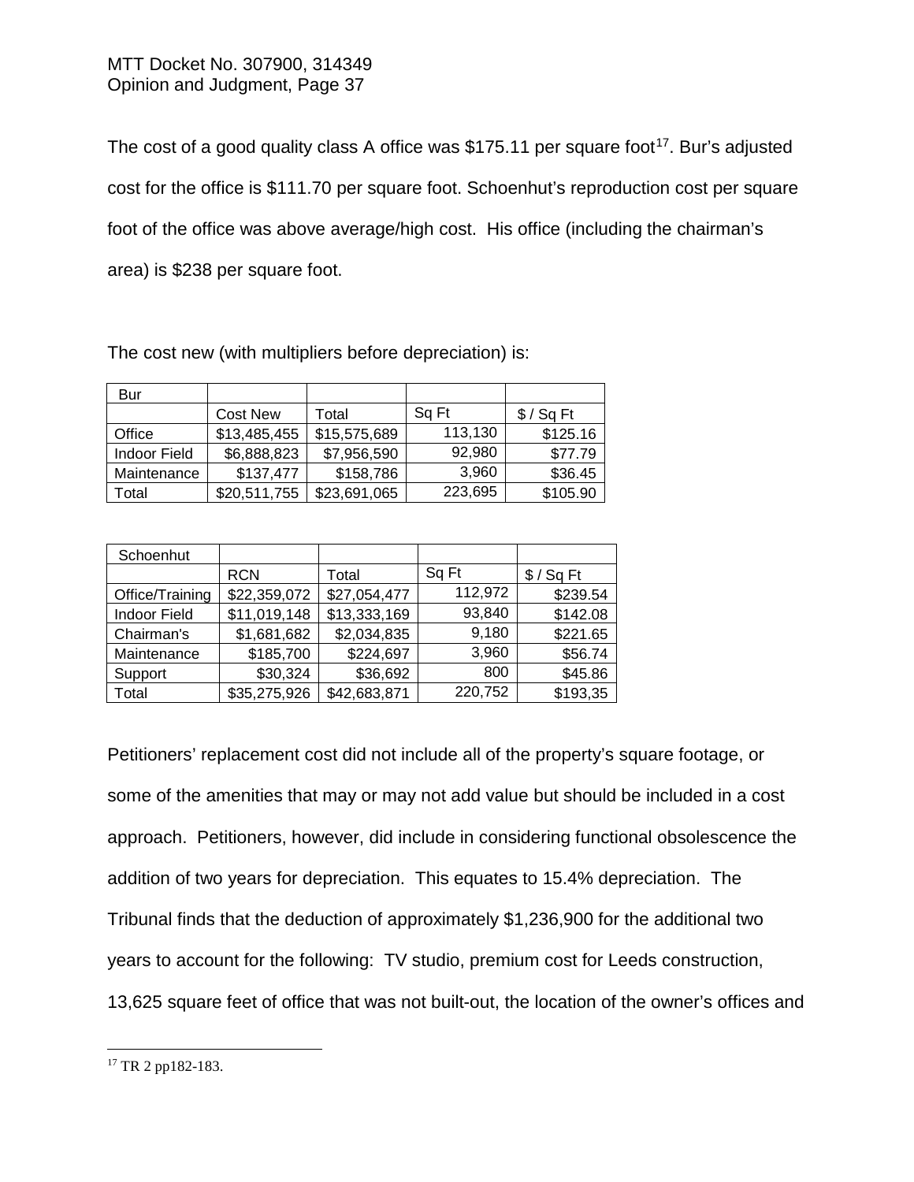The cost of a good quality class A office was $175.11 per square foot[17]. Bur's adjusted cost for the office is $111.70 per square foot. Schoenhut's reproduction cost per square foot of the office was above average/high cost. His office (including the chairman's area) is $238 per square foot.

The cost new (with multipliers before depreciation) is:

| Bur | | | | |
|---|---|---|---|---|
| | Cost New | Total | Sq Ft | $ / Sq Ft |
| Office | $13,485,455 | $15,575,689 | 113,130 | $125.16 |
| Indoor Field | $6,888,823 | $7,956,590 | 92,980 | $77.79 |
| Maintenance | $137,477 | $158,786 | 3,960 | $36.45 |
| Total | $20,511,755 | $23,691,065 | 223,695 | $105.90 |

| Schoenhut | | | | |
|---|---|---|---|---|
| | RCN | Total | Sq Ft | $ / Sq Ft |
| Office/Training | $22,359,072 | $27,054,477 | 112,972 | $239.54 |
| Indoor Field | $11,019,148 | $13,333,169 | 93,840 | $142.08 |
| Chairman's | $1,681,682 | $2,034,835 | 9,180 | $221.65 |
| Maintenance | $185,700 | $224,697 | 3,960 | $56.74 |
| Support | $30,324 | $36,692 | 800 | $45.86 |
| Total | $35,275,926 | $42,683,871 | 220,752 | $193,35 |

Petitioners' replacement cost did not include all of the property's square footage, or some of the amenities that may or may not add value but should be included in a cost approach. Petitioners, however, did include in considering functional obsolescence the addition of two years for depreciation. This equates to 15.4% depreciation. The Tribunal finds that the deduction of approximately $1,236,900 for the additional two years to account for the following: TV studio, premium cost for Leeds construction, 13,625 square feet of office that was not built-out, the location of the owner's offices and

[17] TR 2 pp182-183.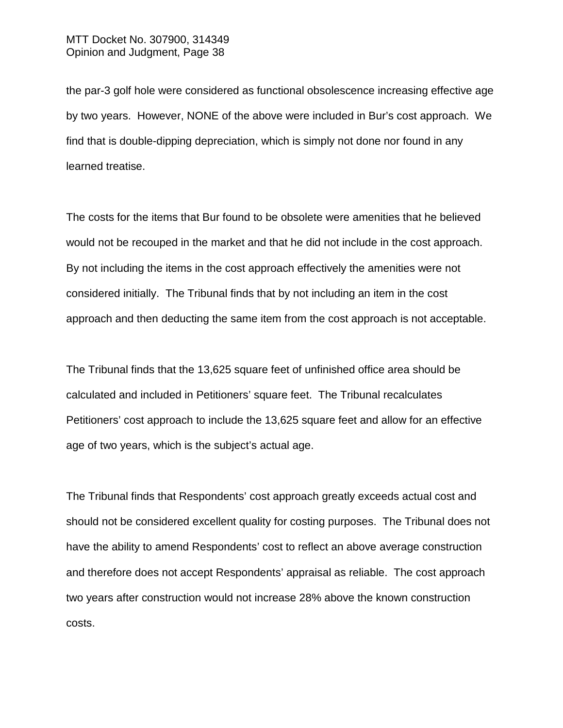the par-3 golf hole were considered as functional obsolescence increasing effective age by two years. However, NONE of the above were included in Bur's cost approach. We find that is double-dipping depreciation, which is simply not done nor found in any learned treatise.

The costs for the items that Bur found to be obsolete were amenities that he believed would not be recouped in the market and that he did not include in the cost approach. By not including the items in the cost approach effectively the amenities were not considered initially. The Tribunal finds that by not including an item in the cost approach and then deducting the same item from the cost approach is not acceptable.

The Tribunal finds that the 13,625 square feet of unfinished office area should be calculated and included in Petitioners' square feet. The Tribunal recalculates Petitioners' cost approach to include the 13,625 square feet and allow for an effective age of two years, which is the subject's actual age.

The Tribunal finds that Respondents' cost approach greatly exceeds actual cost and should not be considered excellent quality for costing purposes. The Tribunal does not have the ability to amend Respondents' cost to reflect an above average construction and therefore does not accept Respondents' appraisal as reliable. The cost approach two years after construction would not increase 28% above the known construction costs.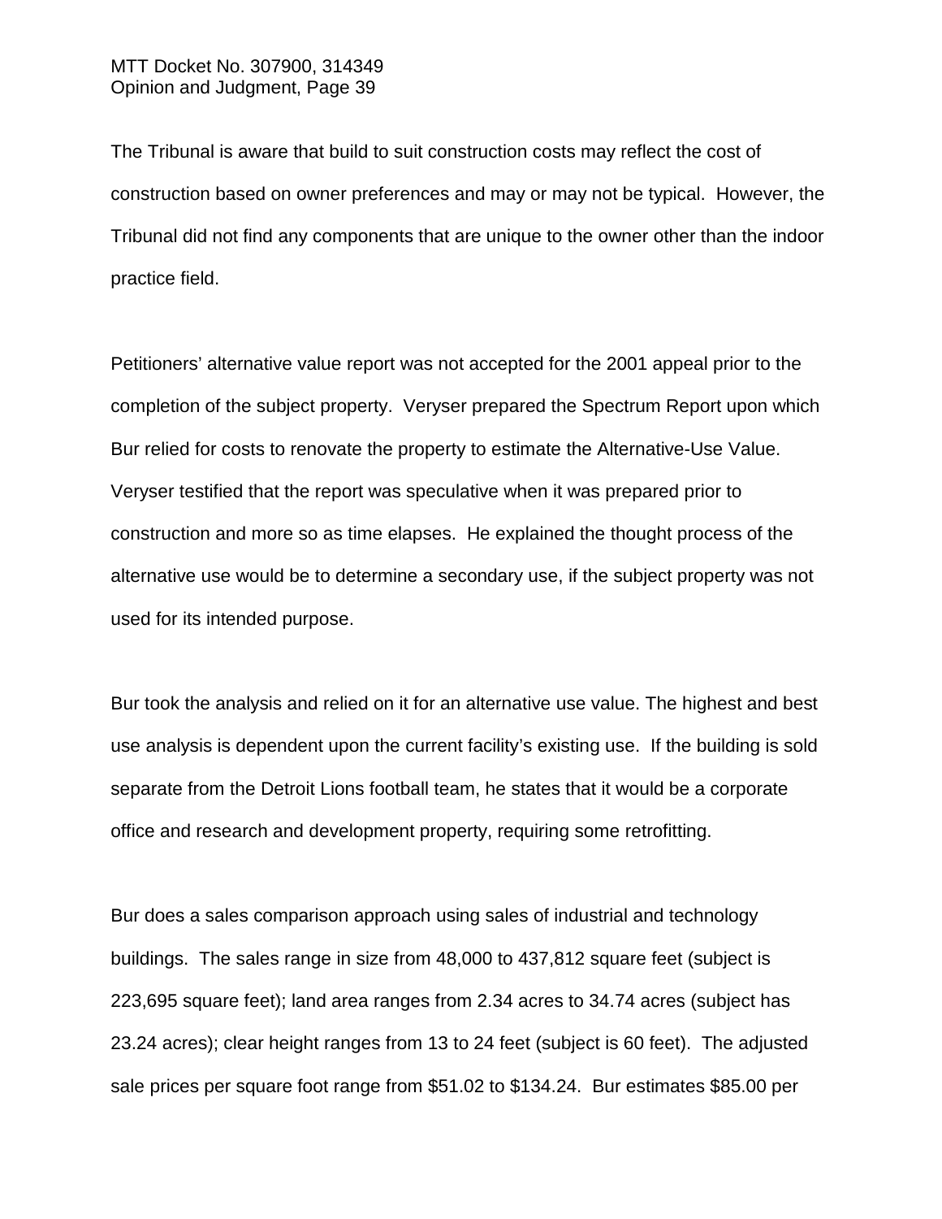The Tribunal is aware that build to suit construction costs may reflect the cost of construction based on owner preferences and may or may not be typical. However, the Tribunal did not find any components that are unique to the owner other than the indoor practice field.

Petitioners' alternative value report was not accepted for the 2001 appeal prior to the completion of the subject property. Veryser prepared the Spectrum Report upon which Bur relied for costs to renovate the property to estimate the Alternative-Use Value. Veryser testified that the report was speculative when it was prepared prior to construction and more so as time elapses. He explained the thought process of the alternative use would be to determine a secondary use, if the subject property was not used for its intended purpose.

Bur took the analysis and relied on it for an alternative use value. The highest and best use analysis is dependent upon the current facility's existing use. If the building is sold separate from the Detroit Lions football team, he states that it would be a corporate office and research and development property, requiring some retrofitting.

Bur does a sales comparison approach using sales of industrial and technology buildings. The sales range in size from 48,000 to 437,812 square feet (subject is 223,695 square feet); land area ranges from 2.34 acres to 34.74 acres (subject has 23.24 acres); clear height ranges from 13 to 24 feet (subject is 60 feet). The adjusted sale prices per square foot range from $51.02 to $134.24. Bur estimates $85.00 per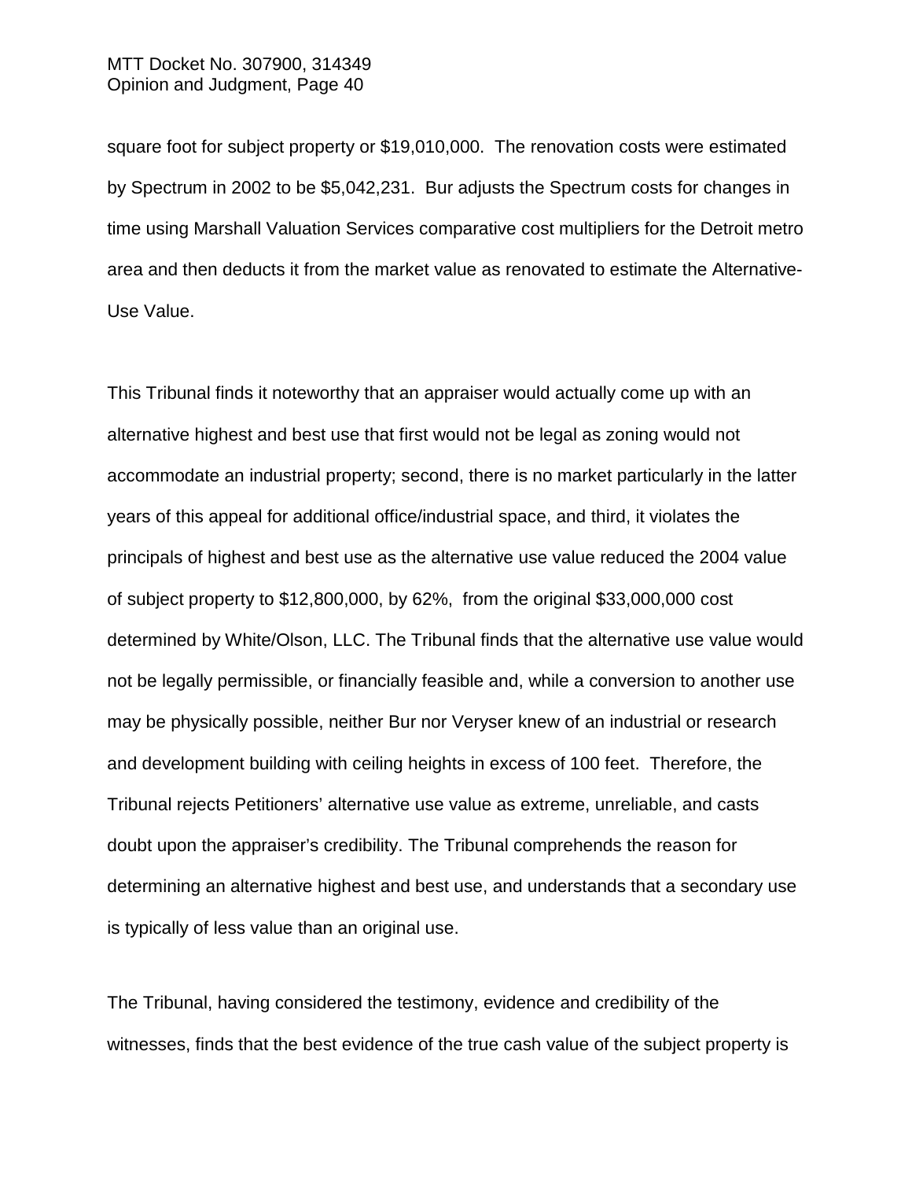square foot for subject property or $19,010,000. The renovation costs were estimated by Spectrum in 2002 to be $5,042,231. Bur adjusts the Spectrum costs for changes in time using Marshall Valuation Services comparative cost multipliers for the Detroit metro area and then deducts it from the market value as renovated to estimate the Alternative-Use Value.

This Tribunal finds it noteworthy that an appraiser would actually come up with an alternative highest and best use that first would not be legal as zoning would not accommodate an industrial property; second, there is no market particularly in the latter years of this appeal for additional office/industrial space, and third, it violates the principals of highest and best use as the alternative use value reduced the 2004 value of subject property to $12,800,000, by 62%, from the original $33,000,000 cost determined by White/Olson, LLC. The Tribunal finds that the alternative use value would not be legally permissible, or financially feasible and, while a conversion to another use may be physically possible, neither Bur nor Veryser knew of an industrial or research and development building with ceiling heights in excess of 100 feet. Therefore, the Tribunal rejects Petitioners' alternative use value as extreme, unreliable, and casts doubt upon the appraiser's credibility. The Tribunal comprehends the reason for determining an alternative highest and best use, and understands that a secondary use is typically of less value than an original use.

The Tribunal, having considered the testimony, evidence and credibility of the witnesses, finds that the best evidence of the true cash value of the subject property is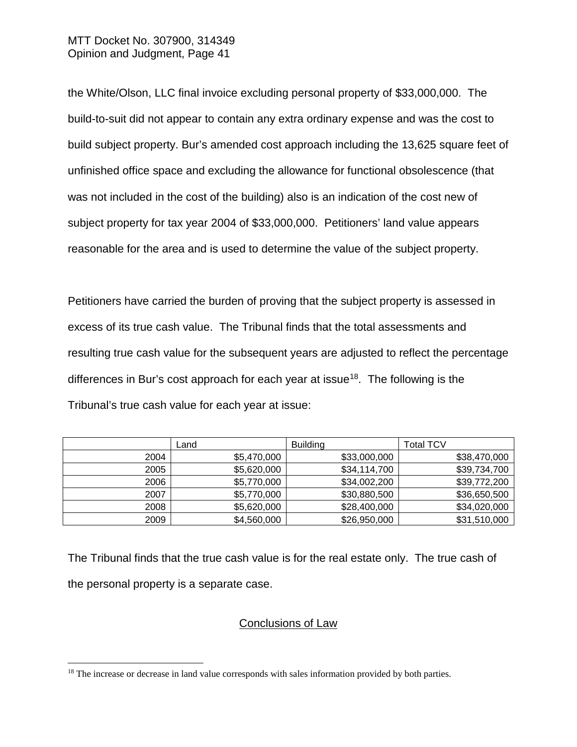the White/Olson, LLC final invoice excluding personal property of $33,000,000. The build-to-suit did not appear to contain any extra ordinary expense and was the cost to build subject property. Bur's amended cost approach including the 13,625 square feet of unfinished office space and excluding the allowance for functional obsolescence (that was not included in the cost of the building) also is an indication of the cost new of subject property for tax year 2004 of $33,000,000. Petitioners' land value appears reasonable for the area and is used to determine the value of the subject property.

Petitioners have carried the burden of proving that the subject property is assessed in excess of its true cash value. The Tribunal finds that the total assessments and resulting true cash value for the subsequent years are adjusted to reflect the percentage differences in Bur's cost approach for each year at issue[18]. The following is the Tribunal's true cash value for each year at issue:

| | Land | Building | Total TCV |
|---|---|---|---|
| 2004 | $5,470,000 | $33,000,000 | $38,470,000 |
| 2005 | $5,620,000 | $34,114,700 | $39,734,700 |
| 2006 | $5,770,000 | $34,002,200 | $39,772,200 |
| 2007 | $5,770,000 | $30,880,500 | $36,650,500 |
| 2008 | $5,620,000 | $28,400,000 | $34,020,000 |
| 2009 | $4,560,000 | $26,950,000 | $31,510,000 |

The Tribunal finds that the true cash value is for the real estate only. The true cash of the personal property is a separate case.

## Conclusions of Law

[18] The increase or decrease in land value corresponds with sales information provided by both parties.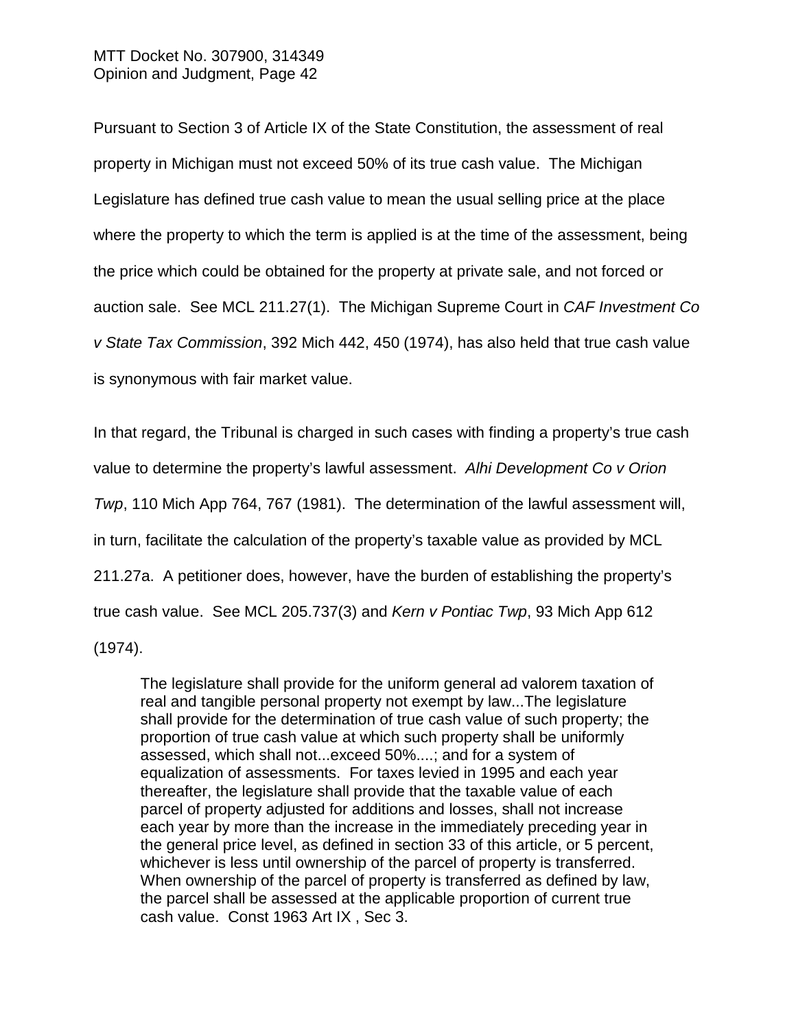Pursuant to Section 3 of Article IX of the State Constitution, the assessment of real property in Michigan must not exceed 50% of its true cash value. The Michigan Legislature has defined true cash value to mean the usual selling price at the place where the property to which the term is applied is at the time of the assessment, being the price which could be obtained for the property at private sale, and not forced or auction sale. See MCL 211.27(1). The Michigan Supreme Court in *CAF Investment Co v State Tax Commission*, 392 Mich 442, 450 (1974), has also held that true cash value is synonymous with fair market value.

In that regard, the Tribunal is charged in such cases with finding a property's true cash value to determine the property's lawful assessment. *Alhi Development Co v Orion Twp*, 110 Mich App 764, 767 (1981). The determination of the lawful assessment will, in turn, facilitate the calculation of the property's taxable value as provided by MCL 211.27a. A petitioner does, however, have the burden of establishing the property's true cash value. See MCL 205.737(3) and *Kern v Pontiac Twp*, 93 Mich App 612 (1974).

> The legislature shall provide for the uniform general ad valorem taxation of real and tangible personal property not exempt by law...The legislature shall provide for the determination of true cash value of such property; the proportion of true cash value at which such property shall be uniformly assessed, which shall not...exceed 50%....; and for a system of equalization of assessments. For taxes levied in 1995 and each year thereafter, the legislature shall provide that the taxable value of each parcel of property adjusted for additions and losses, shall not increase each year by more than the increase in the immediately preceding year in the general price level, as defined in section 33 of this article, or 5 percent, whichever is less until ownership of the parcel of property is transferred. When ownership of the parcel of property is transferred as defined by law, the parcel shall be assessed at the applicable proportion of current true cash value. Const 1963 Art IX , Sec 3.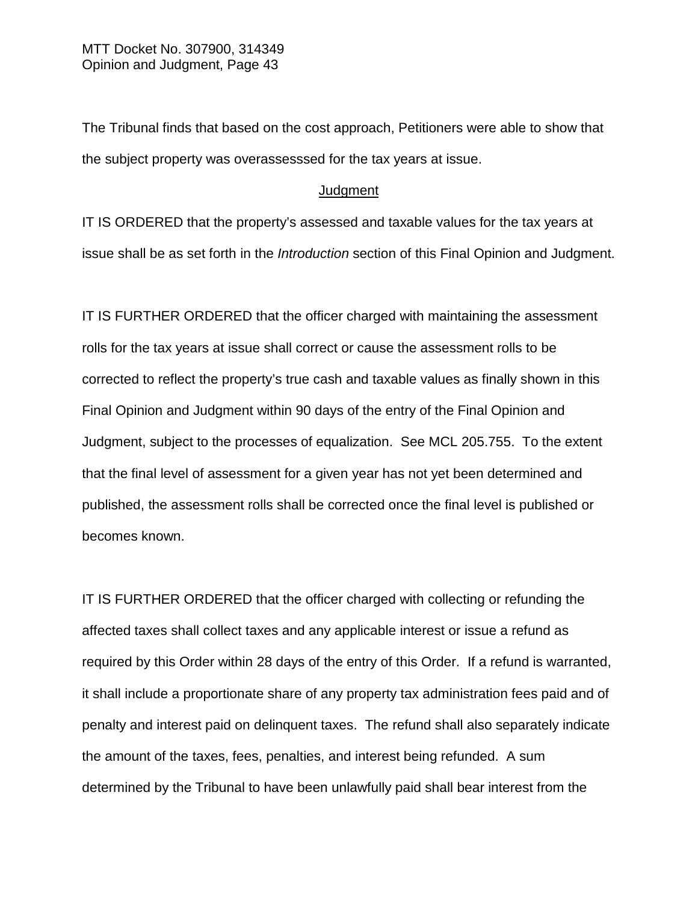The Tribunal finds that based on the cost approach, Petitioners were able to show that the subject property was overassesssed for the tax years at issue.

## Judgment

IT IS ORDERED that the property's assessed and taxable values for the tax years at issue shall be as set forth in the *Introduction* section of this Final Opinion and Judgment.

IT IS FURTHER ORDERED that the officer charged with maintaining the assessment rolls for the tax years at issue shall correct or cause the assessment rolls to be corrected to reflect the property's true cash and taxable values as finally shown in this Final Opinion and Judgment within 90 days of the entry of the Final Opinion and Judgment, subject to the processes of equalization. See MCL 205.755. To the extent that the final level of assessment for a given year has not yet been determined and published, the assessment rolls shall be corrected once the final level is published or becomes known.

IT IS FURTHER ORDERED that the officer charged with collecting or refunding the affected taxes shall collect taxes and any applicable interest or issue a refund as required by this Order within 28 days of the entry of this Order. If a refund is warranted, it shall include a proportionate share of any property tax administration fees paid and of penalty and interest paid on delinquent taxes. The refund shall also separately indicate the amount of the taxes, fees, penalties, and interest being refunded. A sum determined by the Tribunal to have been unlawfully paid shall bear interest from the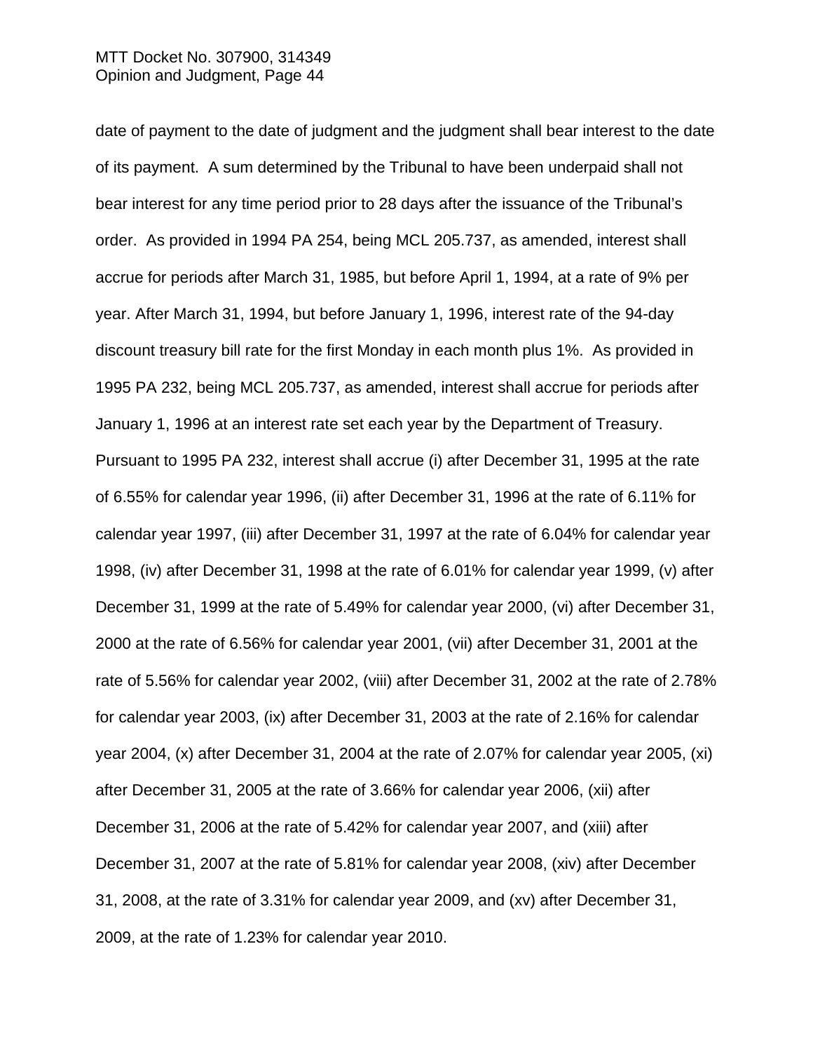date of payment to the date of judgment and the judgment shall bear interest to the date of its payment. A sum determined by the Tribunal to have been underpaid shall not bear interest for any time period prior to 28 days after the issuance of the Tribunal's order. As provided in 1994 PA 254, being MCL 205.737, as amended, interest shall accrue for periods after March 31, 1985, but before April 1, 1994, at a rate of 9% per year. After March 31, 1994, but before January 1, 1996, interest rate of the 94-day discount treasury bill rate for the first Monday in each month plus 1%. As provided in 1995 PA 232, being MCL 205.737, as amended, interest shall accrue for periods after January 1, 1996 at an interest rate set each year by the Department of Treasury. Pursuant to 1995 PA 232, interest shall accrue (i) after December 31, 1995 at the rate of 6.55% for calendar year 1996, (ii) after December 31, 1996 at the rate of 6.11% for calendar year 1997, (iii) after December 31, 1997 at the rate of 6.04% for calendar year 1998, (iv) after December 31, 1998 at the rate of 6.01% for calendar year 1999, (v) after December 31, 1999 at the rate of 5.49% for calendar year 2000, (vi) after December 31, 2000 at the rate of 6.56% for calendar year 2001, (vii) after December 31, 2001 at the rate of 5.56% for calendar year 2002, (viii) after December 31, 2002 at the rate of 2.78% for calendar year 2003, (ix) after December 31, 2003 at the rate of 2.16% for calendar year 2004, (x) after December 31, 2004 at the rate of 2.07% for calendar year 2005, (xi) after December 31, 2005 at the rate of 3.66% for calendar year 2006, (xii) after December 31, 2006 at the rate of 5.42% for calendar year 2007, and (xiii) after December 31, 2007 at the rate of 5.81% for calendar year 2008, (xiv) after December 31, 2008, at the rate of 3.31% for calendar year 2009, and (xv) after December 31, 2009, at the rate of 1.23% for calendar year 2010.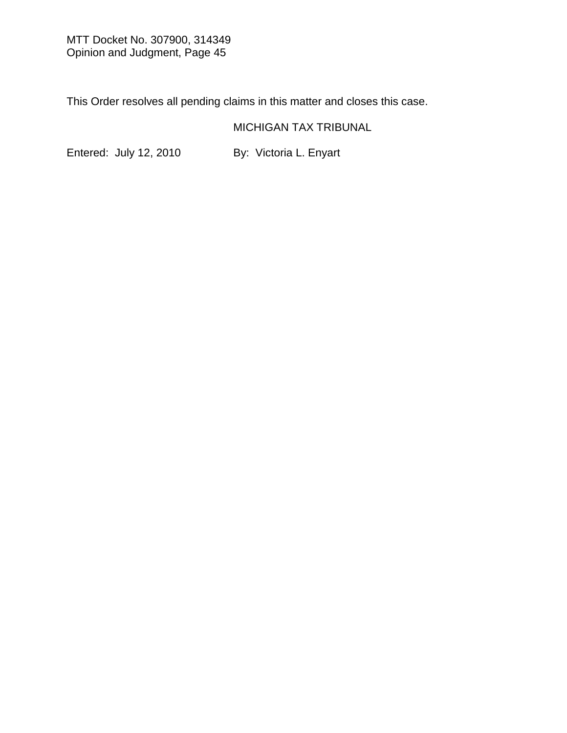This Order resolves all pending claims in this matter and closes this case.

MICHIGAN TAX TRIBUNAL

Entered: July 12, 2010 By: Victoria L. Enyart